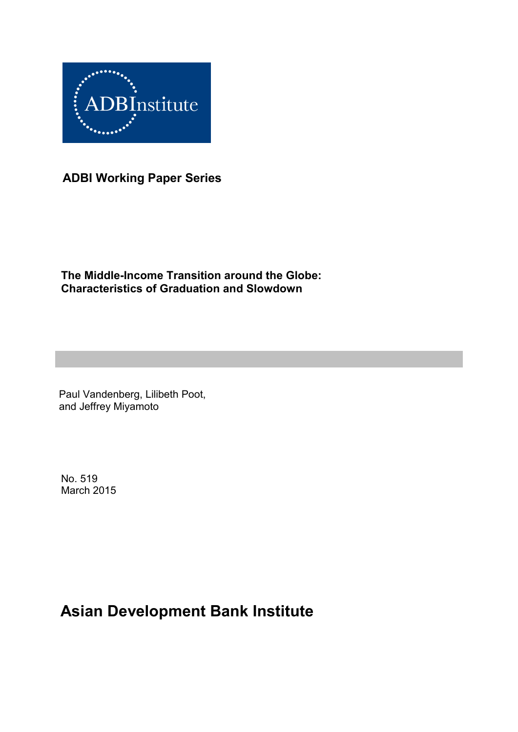ADBInstitute

**ADBI Working Paper Series**

# The Middle-Income Transition around the Globe: Characteristics of Graduation and Slowdown

Paul Vandenberg, Lilibeth Poot, and Jeffrey Miyamoto

No. 519
March 2015

**Asian Development Bank Institute**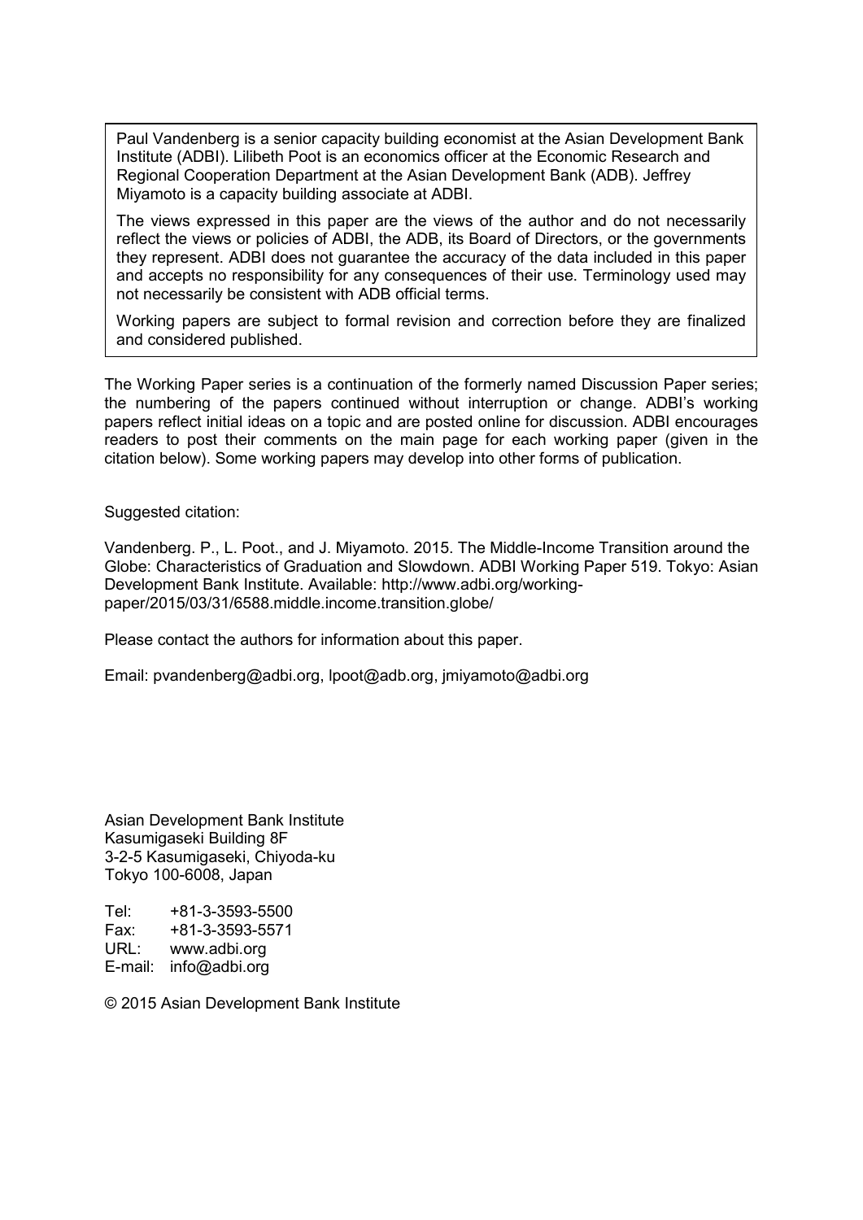Paul Vandenberg is a senior capacity building economist at the Asian Development Bank Institute (ADBI). Lilibeth Poot is an economics officer at the Economic Research and Regional Cooperation Department at the Asian Development Bank (ADB). Jeffrey Miyamoto is a capacity building associate at ADBI.

The views expressed in this paper are the views of the author and do not necessarily reflect the views or policies of ADBI, the ADB, its Board of Directors, or the governments they represent. ADBI does not guarantee the accuracy of the data included in this paper and accepts no responsibility for any consequences of their use. Terminology used may not necessarily be consistent with ADB official terms.

Working papers are subject to formal revision and correction before they are finalized and considered published.

The Working Paper series is a continuation of the formerly named Discussion Paper series; the numbering of the papers continued without interruption or change. ADBI's working papers reflect initial ideas on a topic and are posted online for discussion. ADBI encourages readers to post their comments on the main page for each working paper (given in the citation below). Some working papers may develop into other forms of publication.

Suggested citation:

Vandenberg. P., L. Poot., and J. Miyamoto. 2015. The Middle-Income Transition around the Globe: Characteristics of Graduation and Slowdown. ADBI Working Paper 519. Tokyo: Asian Development Bank Institute. Available: http://www.adbi.org/working-paper/2015/03/31/6588.middle.income.transition.globe/

Please contact the authors for information about this paper.

Email: pvandenberg@adbi.org, lpoot@adb.org, jmiyamoto@adbi.org

Asian Development Bank Institute
Kasumigaseki Building 8F
3-2-5 Kasumigaseki, Chiyoda-ku
Tokyo 100-6008, Japan

Tel: +81-3-3593-5500
Fax: +81-3-3593-5571
URL: www.adbi.org
E-mail: info@adbi.org

© 2015 Asian Development Bank Institute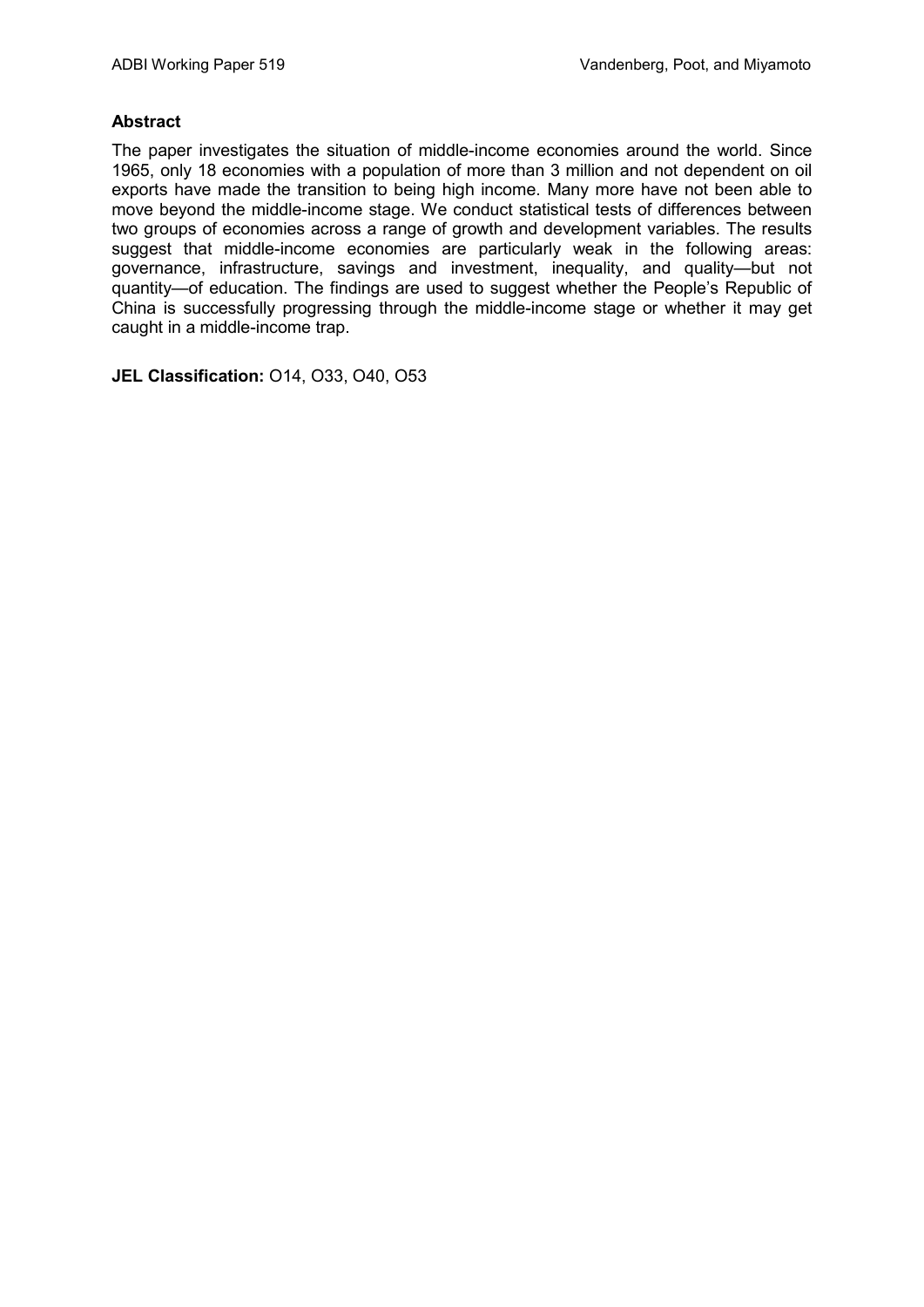**Abstract**

The paper investigates the situation of middle-income economies around the world. Since 1965, only 18 economies with a population of more than 3 million and not dependent on oil exports have made the transition to being high income. Many more have not been able to move beyond the middle-income stage. We conduct statistical tests of differences between two groups of economies across a range of growth and development variables. The results suggest that middle-income economies are particularly weak in the following areas: governance, infrastructure, savings and investment, inequality, and quality—but not quantity—of education. The findings are used to suggest whether the People's Republic of China is successfully progressing through the middle-income stage or whether it may get caught in a middle-income trap.

**JEL Classification:** O14, O33, O40, O53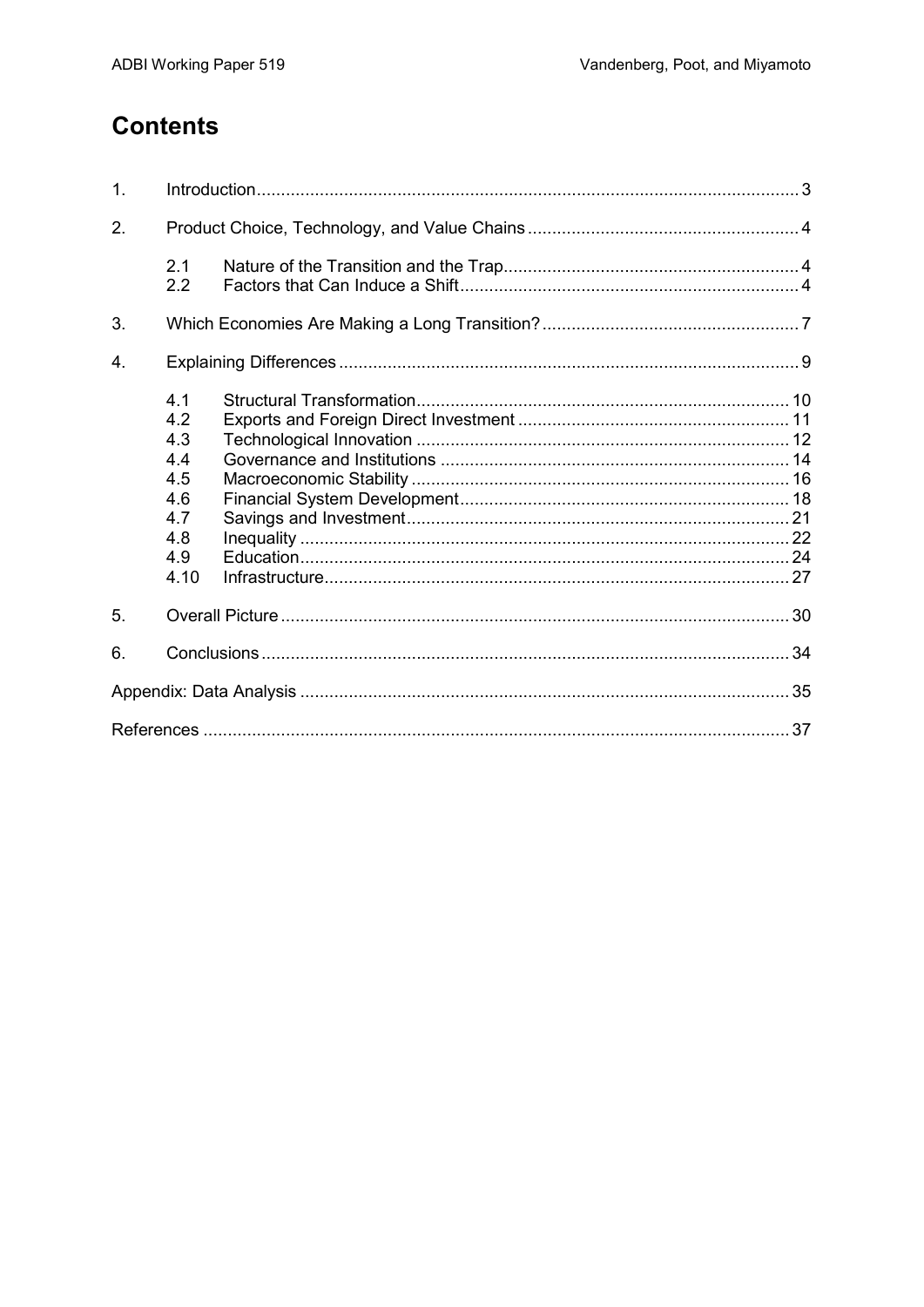# Contents

1. Introduction ........................................................................................................ 3
2. Product Choice, Technology, and Value Chains ........................................................ 4
   - 2.1 Nature of the Transition and the Trap ............................................................ 4
   - 2.2 Factors that Can Induce a Shift ...................................................................... 4
3. Which Economies Are Making a Long Transition? ..................................................... 7
4. Explaining Differences .............................................................................................. 9
   - 4.1 Structural Transformation ............................................................................ 10
   - 4.2 Exports and Foreign Direct Investment ........................................................ 11
   - 4.3 Technological Innovation ............................................................................. 12
   - 4.4 Governance and Institutions ........................................................................ 14
   - 4.5 Macroeconomic Stability .............................................................................. 16
   - 4.6 Financial System Development .................................................................... 18
   - 4.7 Savings and Investment ............................................................................... 21
   - 4.8 Inequality .................................................................................................... 22
   - 4.9 Education ..................................................................................................... 24
   - 4.10 Infrastructure ............................................................................................. 27
5. Overall Picture ......................................................................................................... 30
6. Conclusions ............................................................................................................ 34

Appendix: Data Analysis .............................................................................................. 35

References .................................................................................................................. 37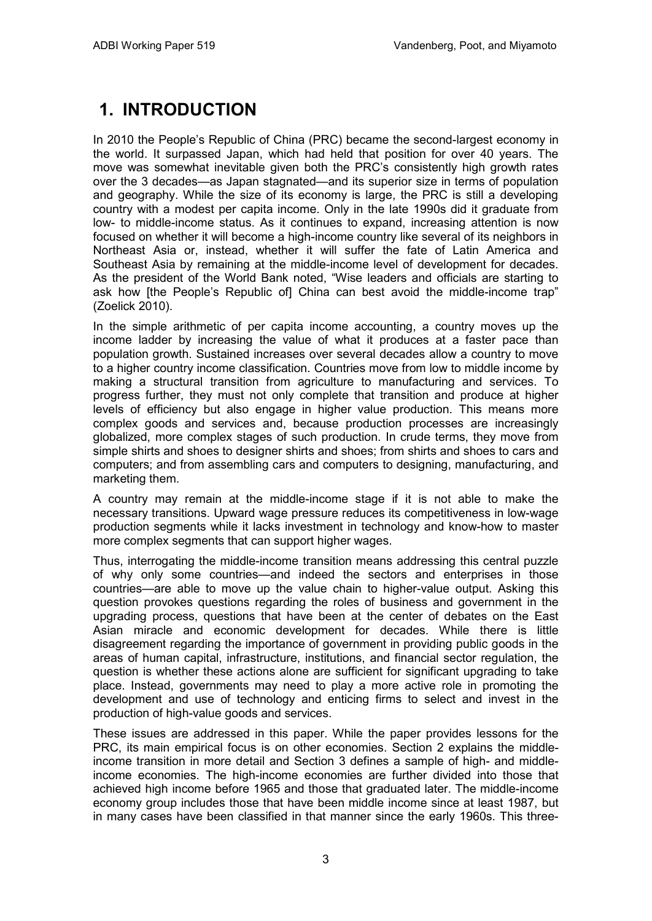# 1. INTRODUCTION

In 2010 the People's Republic of China (PRC) became the second-largest economy in the world. It surpassed Japan, which had held that position for over 40 years. The move was somewhat inevitable given both the PRC's consistently high growth rates over the 3 decades—as Japan stagnated—and its superior size in terms of population and geography. While the size of its economy is large, the PRC is still a developing country with a modest per capita income. Only in the late 1990s did it graduate from low- to middle-income status. As it continues to expand, increasing attention is now focused on whether it will become a high-income country like several of its neighbors in Northeast Asia or, instead, whether it will suffer the fate of Latin America and Southeast Asia by remaining at the middle-income level of development for decades. As the president of the World Bank noted, "Wise leaders and officials are starting to ask how [the People's Republic of] China can best avoid the middle-income trap" (Zoelick 2010).

In the simple arithmetic of per capita income accounting, a country moves up the income ladder by increasing the value of what it produces at a faster pace than population growth. Sustained increases over several decades allow a country to move to a higher country income classification. Countries move from low to middle income by making a structural transition from agriculture to manufacturing and services. To progress further, they must not only complete that transition and produce at higher levels of efficiency but also engage in higher value production. This means more complex goods and services and, because production processes are increasingly globalized, more complex stages of such production. In crude terms, they move from simple shirts and shoes to designer shirts and shoes; from shirts and shoes to cars and computers; and from assembling cars and computers to designing, manufacturing, and marketing them.

A country may remain at the middle-income stage if it is not able to make the necessary transitions. Upward wage pressure reduces its competitiveness in low-wage production segments while it lacks investment in technology and know-how to master more complex segments that can support higher wages.

Thus, interrogating the middle-income transition means addressing this central puzzle of why only some countries—and indeed the sectors and enterprises in those countries—are able to move up the value chain to higher-value output. Asking this question provokes questions regarding the roles of business and government in the upgrading process, questions that have been at the center of debates on the East Asian miracle and economic development for decades. While there is little disagreement regarding the importance of government in providing public goods in the areas of human capital, infrastructure, institutions, and financial sector regulation, the question is whether these actions alone are sufficient for significant upgrading to take place. Instead, governments may need to play a more active role in promoting the development and use of technology and enticing firms to select and invest in the production of high-value goods and services.

These issues are addressed in this paper. While the paper provides lessons for the PRC, its main empirical focus is on other economies. Section 2 explains the middle-income transition in more detail and Section 3 defines a sample of high- and middle-income economies. The high-income economies are further divided into those that achieved high income before 1965 and those that graduated later. The middle-income economy group includes those that have been middle income since at least 1987, but in many cases have been classified in that manner since the early 1960s. This three-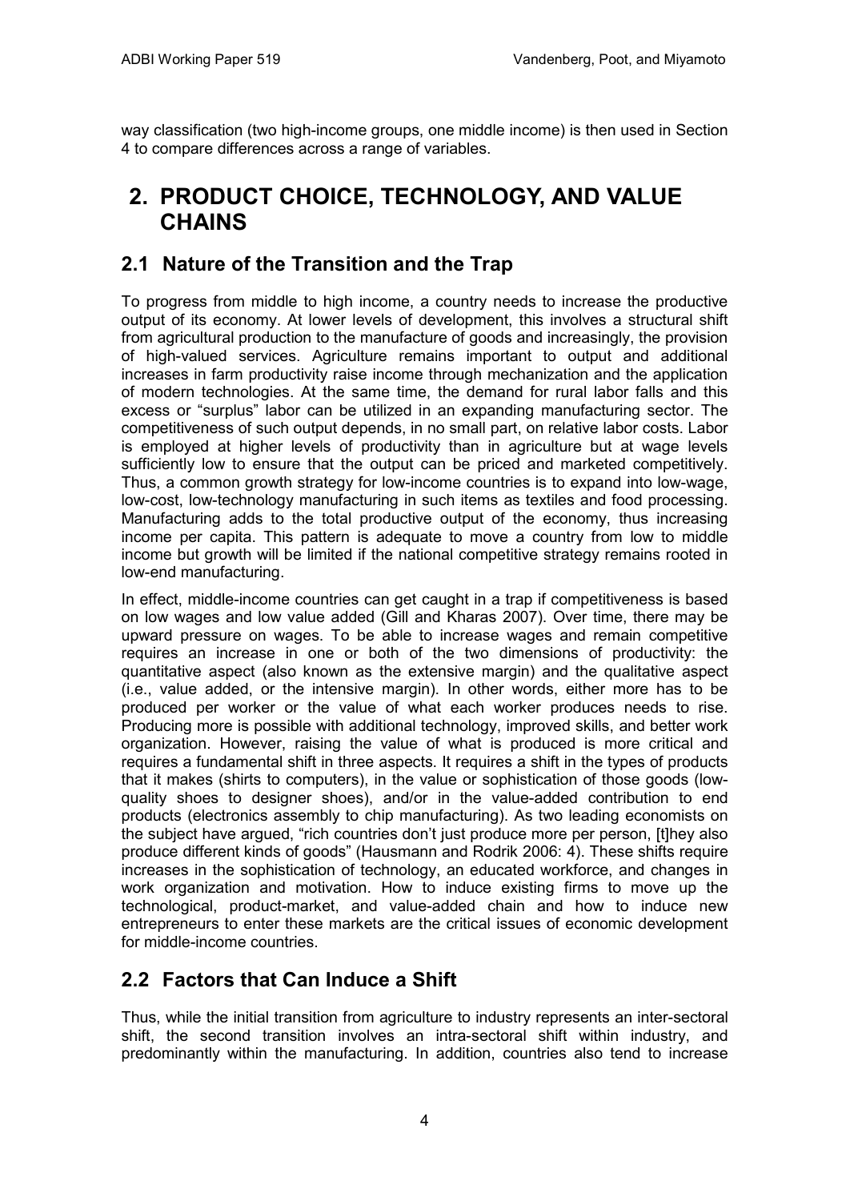way classification (two high-income groups, one middle income) is then used in Section 4 to compare differences across a range of variables.

# 2. PRODUCT CHOICE, TECHNOLOGY, AND VALUE CHAINS

## 2.1 Nature of the Transition and the Trap

To progress from middle to high income, a country needs to increase the productive output of its economy. At lower levels of development, this involves a structural shift from agricultural production to the manufacture of goods and increasingly, the provision of high-valued services. Agriculture remains important to output and additional increases in farm productivity raise income through mechanization and the application of modern technologies. At the same time, the demand for rural labor falls and this excess or "surplus" labor can be utilized in an expanding manufacturing sector. The competitiveness of such output depends, in no small part, on relative labor costs. Labor is employed at higher levels of productivity than in agriculture but at wage levels sufficiently low to ensure that the output can be priced and marketed competitively. Thus, a common growth strategy for low-income countries is to expand into low-wage, low-cost, low-technology manufacturing in such items as textiles and food processing. Manufacturing adds to the total productive output of the economy, thus increasing income per capita. This pattern is adequate to move a country from low to middle income but growth will be limited if the national competitive strategy remains rooted in low-end manufacturing.

In effect, middle-income countries can get caught in a trap if competitiveness is based on low wages and low value added (Gill and Kharas 2007). Over time, there may be upward pressure on wages. To be able to increase wages and remain competitive requires an increase in one or both of the two dimensions of productivity: the quantitative aspect (also known as the extensive margin) and the qualitative aspect (i.e., value added, or the intensive margin). In other words, either more has to be produced per worker or the value of what each worker produces needs to rise. Producing more is possible with additional technology, improved skills, and better work organization. However, raising the value of what is produced is more critical and requires a fundamental shift in three aspects. It requires a shift in the types of products that it makes (shirts to computers), in the value or sophistication of those goods (low-quality shoes to designer shoes), and/or in the value-added contribution to end products (electronics assembly to chip manufacturing). As two leading economists on the subject have argued, "rich countries don't just produce more per person, [t]hey also produce different kinds of goods" (Hausmann and Rodrik 2006: 4). These shifts require increases in the sophistication of technology, an educated workforce, and changes in work organization and motivation. How to induce existing firms to move up the technological, product-market, and value-added chain and how to induce new entrepreneurs to enter these markets are the critical issues of economic development for middle-income countries.

## 2.2 Factors that Can Induce a Shift

Thus, while the initial transition from agriculture to industry represents an inter-sectoral shift, the second transition involves an intra-sectoral shift within industry, and predominantly within the manufacturing. In addition, countries also tend to increase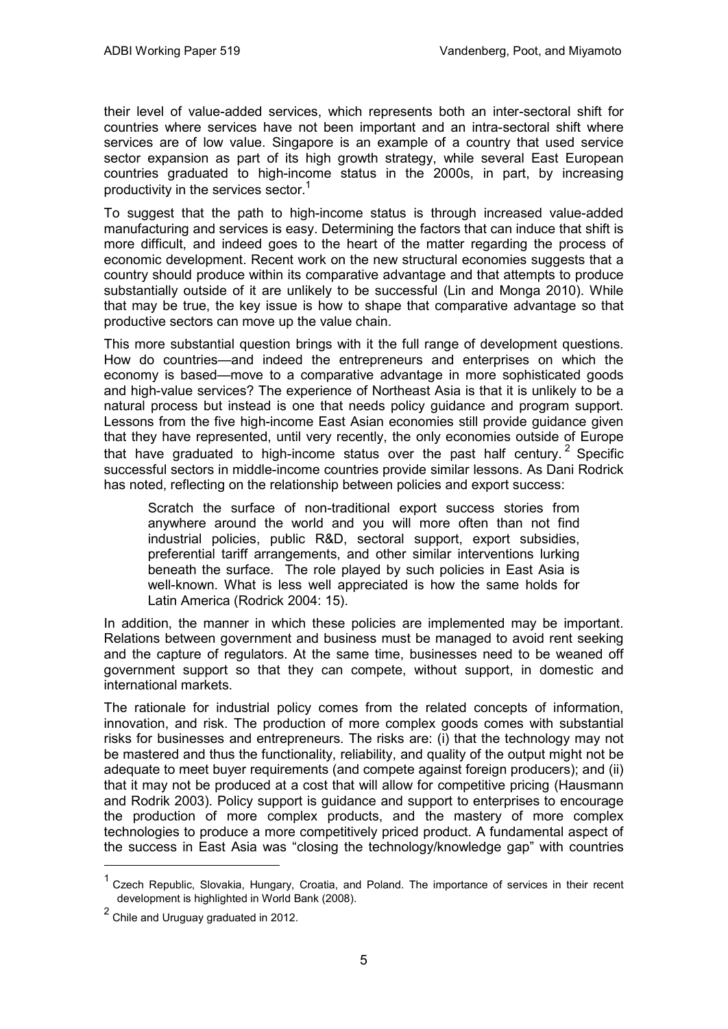their level of value-added services, which represents both an inter-sectoral shift for countries where services have not been important and an intra-sectoral shift where services are of low value. Singapore is an example of a country that used service sector expansion as part of its high growth strategy, while several East European countries graduated to high-income status in the 2000s, in part, by increasing productivity in the services sector.[1]

To suggest that the path to high-income status is through increased value-added manufacturing and services is easy. Determining the factors that can induce that shift is more difficult, and indeed goes to the heart of the matter regarding the process of economic development. Recent work on the new structural economies suggests that a country should produce within its comparative advantage and that attempts to produce substantially outside of it are unlikely to be successful (Lin and Monga 2010). While that may be true, the key issue is how to shape that comparative advantage so that productive sectors can move up the value chain.

This more substantial question brings with it the full range of development questions. How do countries—and indeed the entrepreneurs and enterprises on which the economy is based—move to a comparative advantage in more sophisticated goods and high-value services? The experience of Northeast Asia is that it is unlikely to be a natural process but instead is one that needs policy guidance and program support. Lessons from the five high-income East Asian economies still provide guidance given that they have represented, until very recently, the only economies outside of Europe that have graduated to high-income status over the past half century.[2] Specific successful sectors in middle-income countries provide similar lessons. As Dani Rodrick has noted, reflecting on the relationship between policies and export success:

> Scratch the surface of non-traditional export success stories from anywhere around the world and you will more often than not find industrial policies, public R&D, sectoral support, export subsidies, preferential tariff arrangements, and other similar interventions lurking beneath the surface. The role played by such policies in East Asia is well-known. What is less well appreciated is how the same holds for Latin America (Rodrick 2004: 15).

In addition, the manner in which these policies are implemented may be important. Relations between government and business must be managed to avoid rent seeking and the capture of regulators. At the same time, businesses need to be weaned off government support so that they can compete, without support, in domestic and international markets.

The rationale for industrial policy comes from the related concepts of information, innovation, and risk. The production of more complex goods comes with substantial risks for businesses and entrepreneurs. The risks are: (i) that the technology may not be mastered and thus the functionality, reliability, and quality of the output might not be adequate to meet buyer requirements (and compete against foreign producers); and (ii) that it may not be produced at a cost that will allow for competitive pricing (Hausmann and Rodrik 2003). Policy support is guidance and support to enterprises to encourage the production of more complex products, and the mastery of more complex technologies to produce a more competitively priced product. A fundamental aspect of the success in East Asia was "closing the technology/knowledge gap" with countries

---

[1] Czech Republic, Slovakia, Hungary, Croatia, and Poland. The importance of services in their recent development is highlighted in World Bank (2008).

[2] Chile and Uruguay graduated in 2012.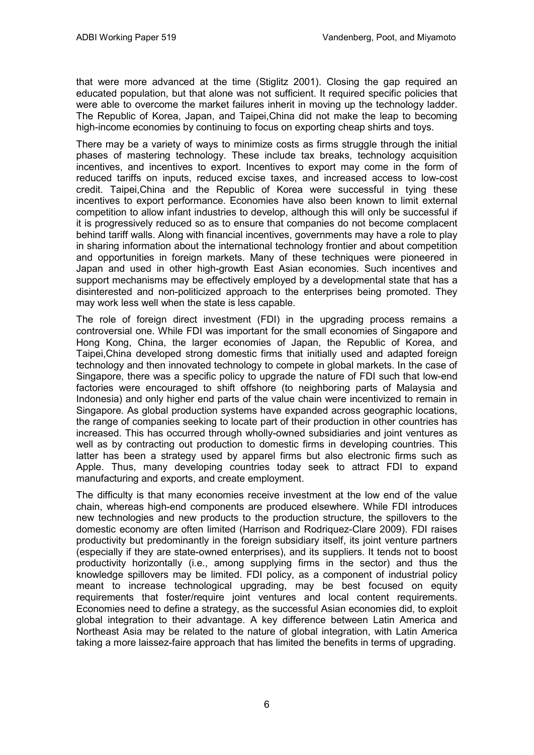that were more advanced at the time (Stiglitz 2001). Closing the gap required an educated population, but that alone was not sufficient. It required specific policies that were able to overcome the market failures inherit in moving up the technology ladder. The Republic of Korea, Japan, and Taipei,China did not make the leap to becoming high-income economies by continuing to focus on exporting cheap shirts and toys.

There may be a variety of ways to minimize costs as firms struggle through the initial phases of mastering technology. These include tax breaks, technology acquisition incentives, and incentives to export. Incentives to export may come in the form of reduced tariffs on inputs, reduced excise taxes, and increased access to low-cost credit. Taipei,China and the Republic of Korea were successful in tying these incentives to export performance. Economies have also been known to limit external competition to allow infant industries to develop, although this will only be successful if it is progressively reduced so as to ensure that companies do not become complacent behind tariff walls. Along with financial incentives, governments may have a role to play in sharing information about the international technology frontier and about competition and opportunities in foreign markets. Many of these techniques were pioneered in Japan and used in other high-growth East Asian economies. Such incentives and support mechanisms may be effectively employed by a developmental state that has a disinterested and non-politicized approach to the enterprises being promoted. They may work less well when the state is less capable.

The role of foreign direct investment (FDI) in the upgrading process remains a controversial one. While FDI was important for the small economies of Singapore and Hong Kong, China, the larger economies of Japan, the Republic of Korea, and Taipei,China developed strong domestic firms that initially used and adapted foreign technology and then innovated technology to compete in global markets. In the case of Singapore, there was a specific policy to upgrade the nature of FDI such that low-end factories were encouraged to shift offshore (to neighboring parts of Malaysia and Indonesia) and only higher end parts of the value chain were incentivized to remain in Singapore. As global production systems have expanded across geographic locations, the range of companies seeking to locate part of their production in other countries has increased. This has occurred through wholly-owned subsidiaries and joint ventures as well as by contracting out production to domestic firms in developing countries. This latter has been a strategy used by apparel firms but also electronic firms such as Apple. Thus, many developing countries today seek to attract FDI to expand manufacturing and exports, and create employment.

The difficulty is that many economies receive investment at the low end of the value chain, whereas high-end components are produced elsewhere. While FDI introduces new technologies and new products to the production structure, the spillovers to the domestic economy are often limited (Harrison and Rodriquez-Clare 2009). FDI raises productivity but predominantly in the foreign subsidiary itself, its joint venture partners (especially if they are state-owned enterprises), and its suppliers. It tends not to boost productivity horizontally (i.e., among supplying firms in the sector) and thus the knowledge spillovers may be limited. FDI policy, as a component of industrial policy meant to increase technological upgrading, may be best focused on equity requirements that foster/require joint ventures and local content requirements. Economies need to define a strategy, as the successful Asian economies did, to exploit global integration to their advantage. A key difference between Latin America and Northeast Asia may be related to the nature of global integration, with Latin America taking a more laissez-faire approach that has limited the benefits in terms of upgrading.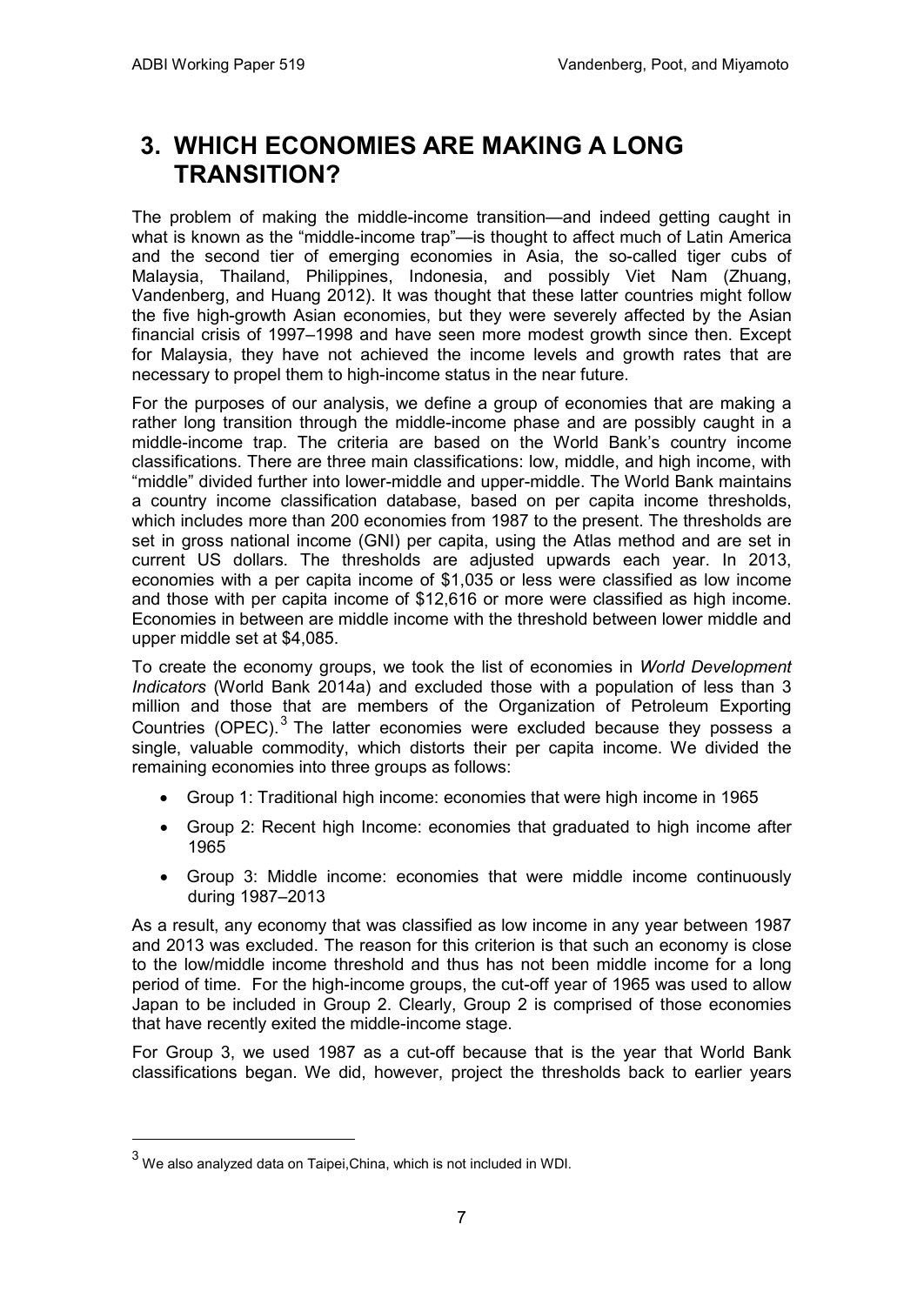# 3. WHICH ECONOMIES ARE MAKING A LONG TRANSITION?

The problem of making the middle-income transition—and indeed getting caught in what is known as the "middle-income trap"—is thought to affect much of Latin America and the second tier of emerging economies in Asia, the so-called tiger cubs of Malaysia, Thailand, Philippines, Indonesia, and possibly Viet Nam (Zhuang, Vandenberg, and Huang 2012). It was thought that these latter countries might follow the five high-growth Asian economies, but they were severely affected by the Asian financial crisis of 1997–1998 and have seen more modest growth since then. Except for Malaysia, they have not achieved the income levels and growth rates that are necessary to propel them to high-income status in the near future.

For the purposes of our analysis, we define a group of economies that are making a rather long transition through the middle-income phase and are possibly caught in a middle-income trap. The criteria are based on the World Bank's country income classifications. There are three main classifications: low, middle, and high income, with "middle" divided further into lower-middle and upper-middle. The World Bank maintains a country income classification database, based on per capita income thresholds, which includes more than 200 economies from 1987 to the present. The thresholds are set in gross national income (GNI) per capita, using the Atlas method and are set in current US dollars. The thresholds are adjusted upwards each year. In 2013, economies with a per capita income of $1,035 or less were classified as low income and those with per capita income of $12,616 or more were classified as high income. Economies in between are middle income with the threshold between lower middle and upper middle set at $4,085.

To create the economy groups, we took the list of economies in *World Development Indicators* (World Bank 2014a) and excluded those with a population of less than 3 million and those that are members of the Organization of Petroleum Exporting Countries (OPEC).[3] The latter economies were excluded because they possess a single, valuable commodity, which distorts their per capita income. We divided the remaining economies into three groups as follows:

- Group 1: Traditional high income: economies that were high income in 1965
- Group 2: Recent high Income: economies that graduated to high income after 1965
- Group 3: Middle income: economies that were middle income continuously during 1987–2013

As a result, any economy that was classified as low income in any year between 1987 and 2013 was excluded. The reason for this criterion is that such an economy is close to the low/middle income threshold and thus has not been middle income for a long period of time. For the high-income groups, the cut-off year of 1965 was used to allow Japan to be included in Group 2. Clearly, Group 2 is comprised of those economies that have recently exited the middle-income stage.

For Group 3, we used 1987 as a cut-off because that is the year that World Bank classifications began. We did, however, project the thresholds back to earlier years

[3] We also analyzed data on Taipei,China, which is not included in WDI.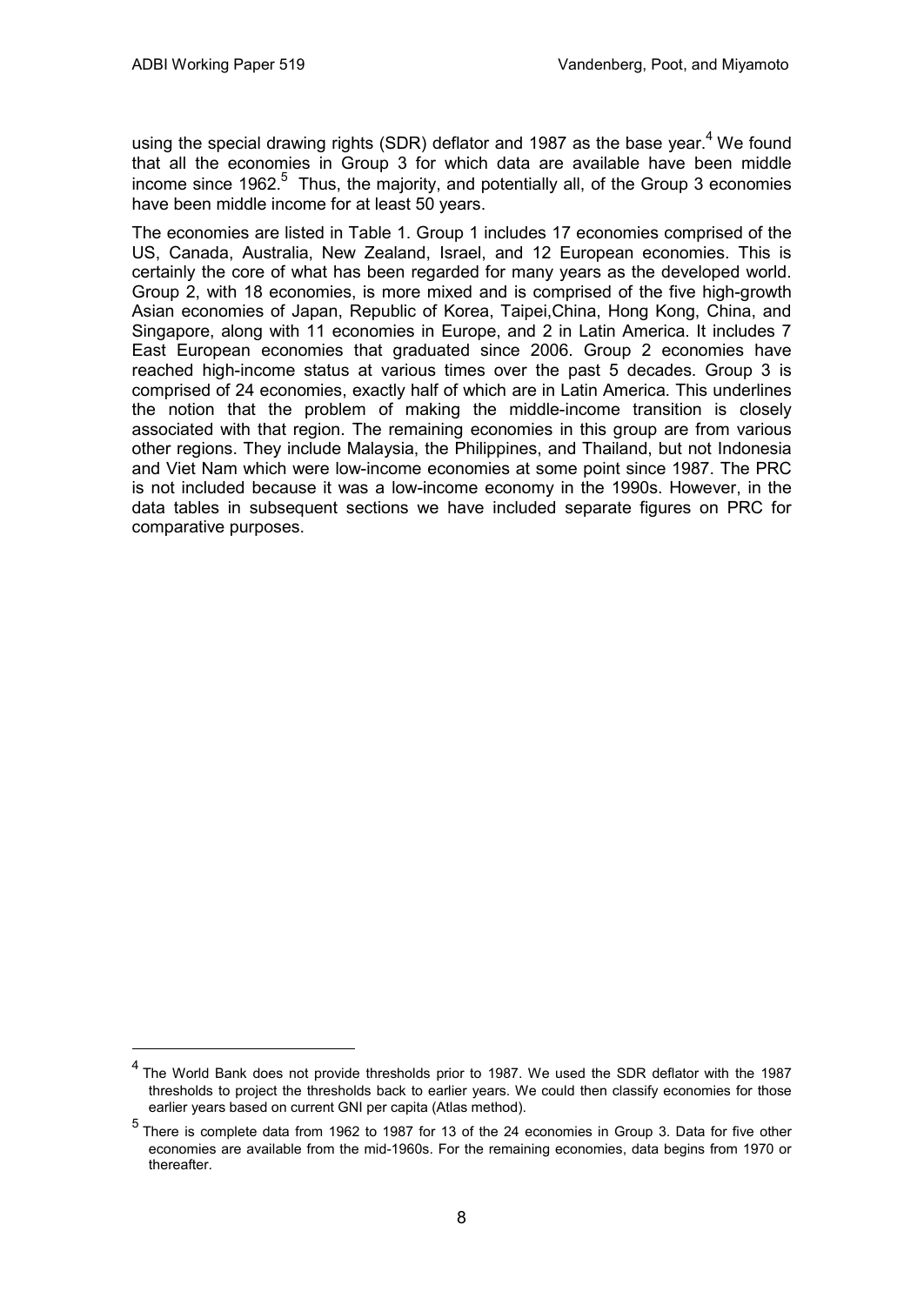using the special drawing rights (SDR) deflator and 1987 as the base year.[4] We found that all the economies in Group 3 for which data are available have been middle income since 1962.[5] Thus, the majority, and potentially all, of the Group 3 economies have been middle income for at least 50 years.

The economies are listed in Table 1. Group 1 includes 17 economies comprised of the US, Canada, Australia, New Zealand, Israel, and 12 European economies. This is certainly the core of what has been regarded for many years as the developed world. Group 2, with 18 economies, is more mixed and is comprised of the five high-growth Asian economies of Japan, Republic of Korea, Taipei,China, Hong Kong, China, and Singapore, along with 11 economies in Europe, and 2 in Latin America. It includes 7 East European economies that graduated since 2006. Group 2 economies have reached high-income status at various times over the past 5 decades. Group 3 is comprised of 24 economies, exactly half of which are in Latin America. This underlines the notion that the problem of making the middle-income transition is closely associated with that region. The remaining economies in this group are from various other regions. They include Malaysia, the Philippines, and Thailand, but not Indonesia and Viet Nam which were low-income economies at some point since 1987. The PRC is not included because it was a low-income economy in the 1990s. However, in the data tables in subsequent sections we have included separate figures on PRC for comparative purposes.

[4] The World Bank does not provide thresholds prior to 1987. We used the SDR deflator with the 1987 thresholds to project the thresholds back to earlier years. We could then classify economies for those earlier years based on current GNI per capita (Atlas method).

[5] There is complete data from 1962 to 1987 for 13 of the 24 economies in Group 3. Data for five other economies are available from the mid-1960s. For the remaining economies, data begins from 1970 or thereafter.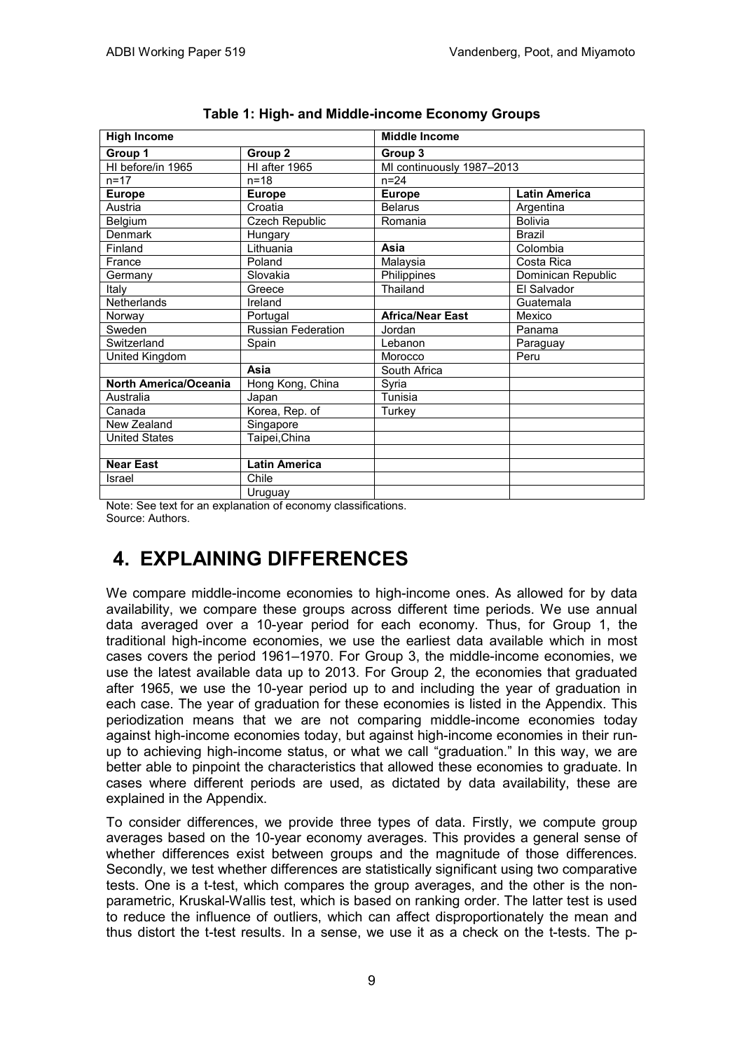**Table 1: High- and Middle-income Economy Groups**

| High Income | | Middle Income | |
|---|---|---|---|
| Group 1 | Group 2 | Group 3 | |
| HI before/in 1965 | HI after 1965 | MI continuously 1987–2013 | |
| n=17 | n=18 | n=24 | |
| **Europe** | **Europe** | **Europe** | **Latin America** |
| Austria | Croatia | Belarus | Argentina |
| Belgium | Czech Republic | Romania | Bolivia |
| Denmark | Hungary | | Brazil |
| Finland | Lithuania | **Asia** | Colombia |
| France | Poland | Malaysia | Costa Rica |
| Germany | Slovakia | Philippines | Dominican Republic |
| Italy | Greece | Thailand | El Salvador |
| Netherlands | Ireland | | Guatemala |
| Norway | Portugal | **Africa/Near East** | Mexico |
| Sweden | Russian Federation | Jordan | Panama |
| Switzerland | Spain | Lebanon | Paraguay |
| United Kingdom | | Morocco | Peru |
| | **Asia** | South Africa | |
| **North America/Oceania** | Hong Kong, China | Syria | |
| Australia | Japan | Tunisia | |
| Canada | Korea, Rep. of | Turkey | |
| New Zealand | Singapore | | |
| United States | Taipei,China | | |
| | | | |
| **Near East** | **Latin America** | | |
| Israel | Chile | | |
| | Uruguay | | |

Note: See text for an explanation of economy classifications.
Source: Authors.

# 4. EXPLAINING DIFFERENCES

We compare middle-income economies to high-income ones. As allowed for by data availability, we compare these groups across different time periods. We use annual data averaged over a 10-year period for each economy. Thus, for Group 1, the traditional high-income economies, we use the earliest data available which in most cases covers the period 1961–1970. For Group 3, the middle-income economies, we use the latest available data up to 2013. For Group 2, the economies that graduated after 1965, we use the 10-year period up to and including the year of graduation in each case. The year of graduation for these economies is listed in the Appendix. This periodization means that we are not comparing middle-income economies today against high-income economies today, but against high-income economies in their run-up to achieving high-income status, or what we call "graduation." In this way, we are better able to pinpoint the characteristics that allowed these economies to graduate. In cases where different periods are used, as dictated by data availability, these are explained in the Appendix.

To consider differences, we provide three types of data. Firstly, we compute group averages based on the 10-year economy averages. This provides a general sense of whether differences exist between groups and the magnitude of those differences. Secondly, we test whether differences are statistically significant using two comparative tests. One is a t-test, which compares the group averages, and the other is the non-parametric, Kruskal-Wallis test, which is based on ranking order. The latter test is used to reduce the influence of outliers, which can affect disproportionately the mean and thus distort the t-test results. In a sense, we use it as a check on the t-tests. The p-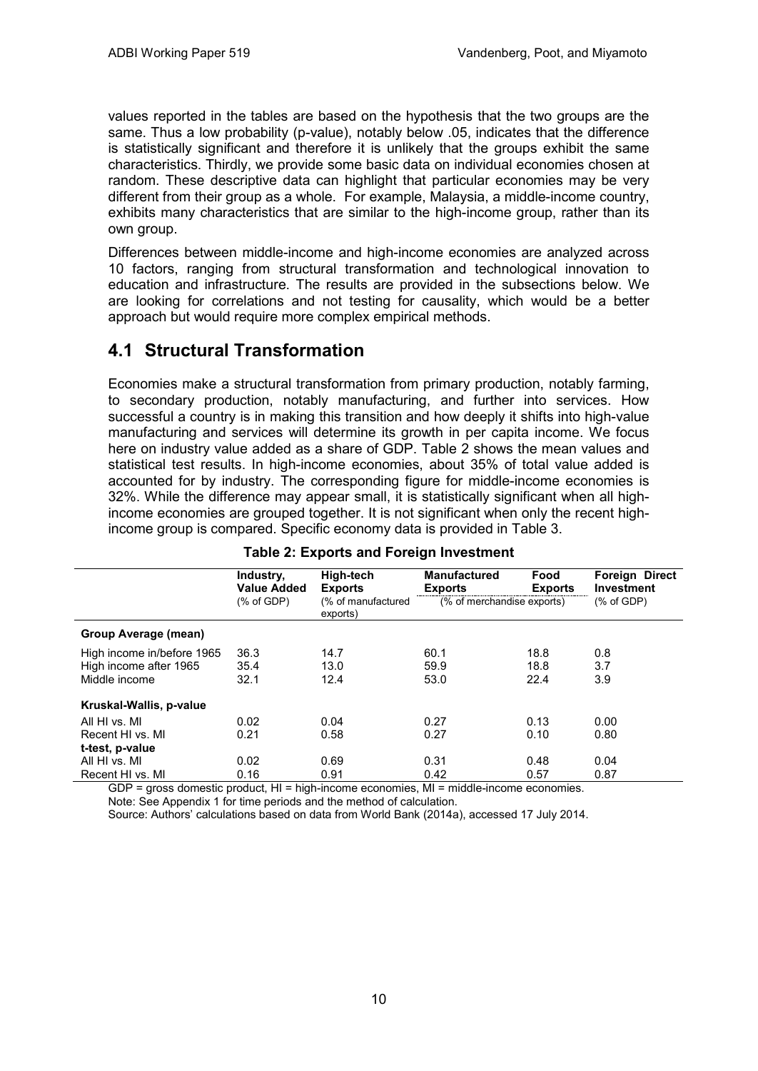values reported in the tables are based on the hypothesis that the two groups are the same. Thus a low probability (p-value), notably below .05, indicates that the difference is statistically significant and therefore it is unlikely that the groups exhibit the same characteristics. Thirdly, we provide some basic data on individual economies chosen at random. These descriptive data can highlight that particular economies may be very different from their group as a whole. For example, Malaysia, a middle-income country, exhibits many characteristics that are similar to the high-income group, rather than its own group.

Differences between middle-income and high-income economies are analyzed across 10 factors, ranging from structural transformation and technological innovation to education and infrastructure. The results are provided in the subsections below. We are looking for correlations and not testing for causality, which would be a better approach but would require more complex empirical methods.

## 4.1 Structural Transformation

Economies make a structural transformation from primary production, notably farming, to secondary production, notably manufacturing, and further into services. How successful a country is in making this transition and how deeply it shifts into high-value manufacturing and services will determine its growth in per capita income. We focus here on industry value added as a share of GDP. Table 2 shows the mean values and statistical test results. In high-income economies, about 35% of total value added is accounted for by industry. The corresponding figure for middle-income economies is 32%. While the difference may appear small, it is statistically significant when all high-income economies are grouped together. It is not significant when only the recent high-income group is compared. Specific economy data is provided in Table 3.

**Table 2: Exports and Foreign Investment**

| | Industry, Value Added (% of GDP) | High-tech Exports (% of manufactured exports) | Manufactured Exports (% of merchandise exports) | Food Exports (% of merchandise exports) | Foreign Direct Investment (% of GDP) |
|---|---|---|---|---|---|
| **Group Average (mean)** | | | | | |
| High income in/before 1965 | 36.3 | 14.7 | 60.1 | 18.8 | 0.8 |
| High income after 1965 | 35.4 | 13.0 | 59.9 | 18.8 | 3.7 |
| Middle income | 32.1 | 12.4 | 53.0 | 22.4 | 3.9 |
| **Kruskal-Wallis, p-value** | | | | | |
| All HI vs. MI | 0.02 | 0.04 | 0.27 | 0.13 | 0.00 |
| Recent HI vs. MI | 0.21 | 0.58 | 0.27 | 0.10 | 0.80 |
| **t-test, p-value** | | | | | |
| All HI vs. MI | 0.02 | 0.69 | 0.31 | 0.48 | 0.04 |
| Recent HI vs. MI | 0.16 | 0.91 | 0.42 | 0.57 | 0.87 |

GDP = gross domestic product, HI = high-income economies, MI = middle-income economies.

Note: See Appendix 1 for time periods and the method of calculation.

Source: Authors' calculations based on data from World Bank (2014a), accessed 17 July 2014.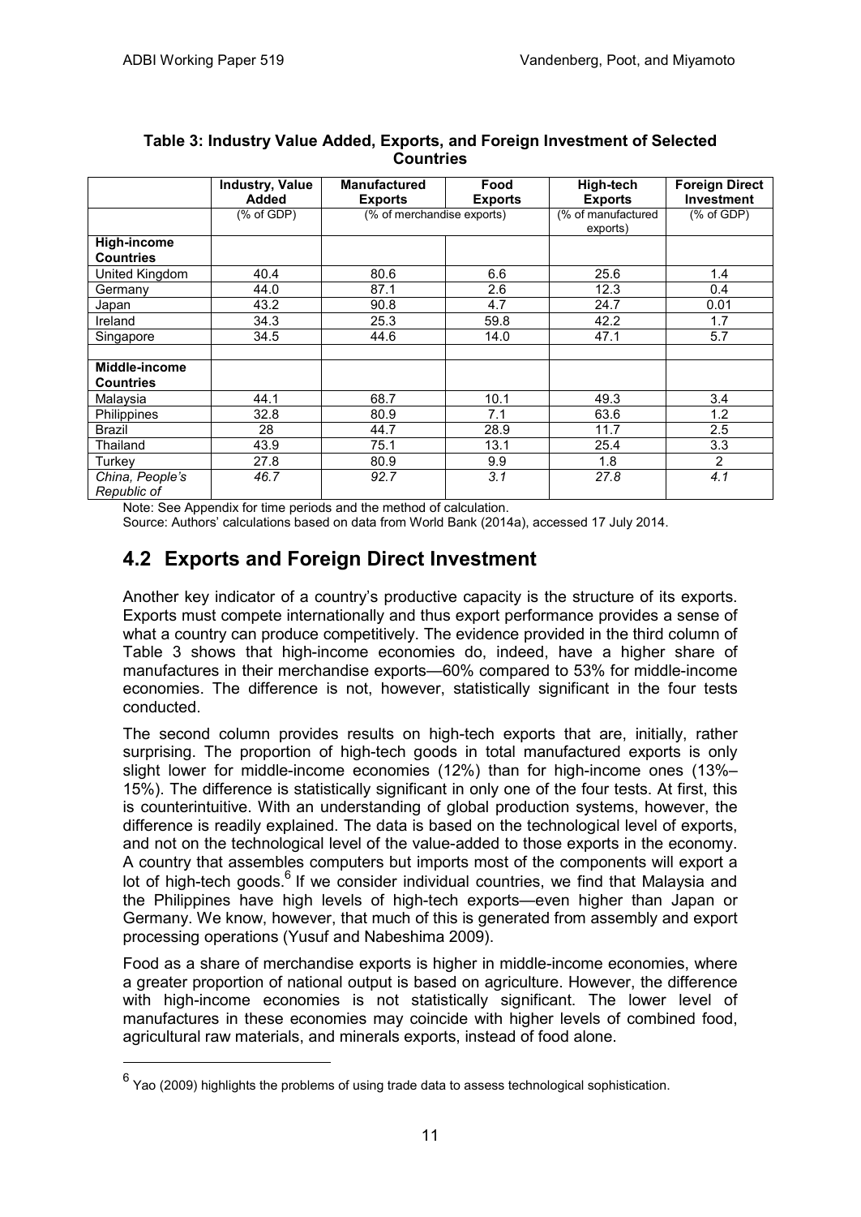**Table 3: Industry Value Added, Exports, and Foreign Investment of Selected Countries**

| | Industry, Value Added | Manufactured Exports | Food Exports | High-tech Exports | Foreign Direct Investment |
|---|---|---|---|---|---|
| | (% of GDP) | (% of merchandise exports) | | (% of manufactured exports) | (% of GDP) |
| **High-income Countries** | | | | | |
| United Kingdom | 40.4 | 80.6 | 6.6 | 25.6 | 1.4 |
| Germany | 44.0 | 87.1 | 2.6 | 12.3 | 0.4 |
| Japan | 43.2 | 90.8 | 4.7 | 24.7 | 0.01 |
| Ireland | 34.3 | 25.3 | 59.8 | 42.2 | 1.7 |
| Singapore | 34.5 | 44.6 | 14.0 | 47.1 | 5.7 |
| | | | | | |
| **Middle-income Countries** | | | | | |
| Malaysia | 44.1 | 68.7 | 10.1 | 49.3 | 3.4 |
| Philippines | 32.8 | 80.9 | 7.1 | 63.6 | 1.2 |
| Brazil | 28 | 44.7 | 28.9 | 11.7 | 2.5 |
| Thailand | 43.9 | 75.1 | 13.1 | 25.4 | 3.3 |
| Turkey | 27.8 | 80.9 | 9.9 | 1.8 | 2 |
| *China, People's Republic of* | *46.7* | *92.7* | *3.1* | *27.8* | *4.1* |

Note: See Appendix for time periods and the method of calculation.

Source: Authors' calculations based on data from World Bank (2014a), accessed 17 July 2014.

## 4.2 Exports and Foreign Direct Investment

Another key indicator of a country's productive capacity is the structure of its exports. Exports must compete internationally and thus export performance provides a sense of what a country can produce competitively. The evidence provided in the third column of Table 3 shows that high-income economies do, indeed, have a higher share of manufactures in their merchandise exports—60% compared to 53% for middle-income economies. The difference is not, however, statistically significant in the four tests conducted.

The second column provides results on high-tech exports that are, initially, rather surprising. The proportion of high-tech goods in total manufactured exports is only slight lower for middle-income economies (12%) than for high-income ones (13%–15%). The difference is statistically significant in only one of the four tests. At first, this is counterintuitive. With an understanding of global production systems, however, the difference is readily explained. The data is based on the technological level of exports, and not on the technological level of the value-added to those exports in the economy. A country that assembles computers but imports most of the components will export a lot of high-tech goods.[6] If we consider individual countries, we find that Malaysia and the Philippines have high levels of high-tech exports—even higher than Japan or Germany. We know, however, that much of this is generated from assembly and export processing operations (Yusuf and Nabeshima 2009).

Food as a share of merchandise exports is higher in middle-income economies, where a greater proportion of national output is based on agriculture. However, the difference with high-income economies is not statistically significant. The lower level of manufactures in these economies may coincide with higher levels of combined food, agricultural raw materials, and minerals exports, instead of food alone.

[6] Yao (2009) highlights the problems of using trade data to assess technological sophistication.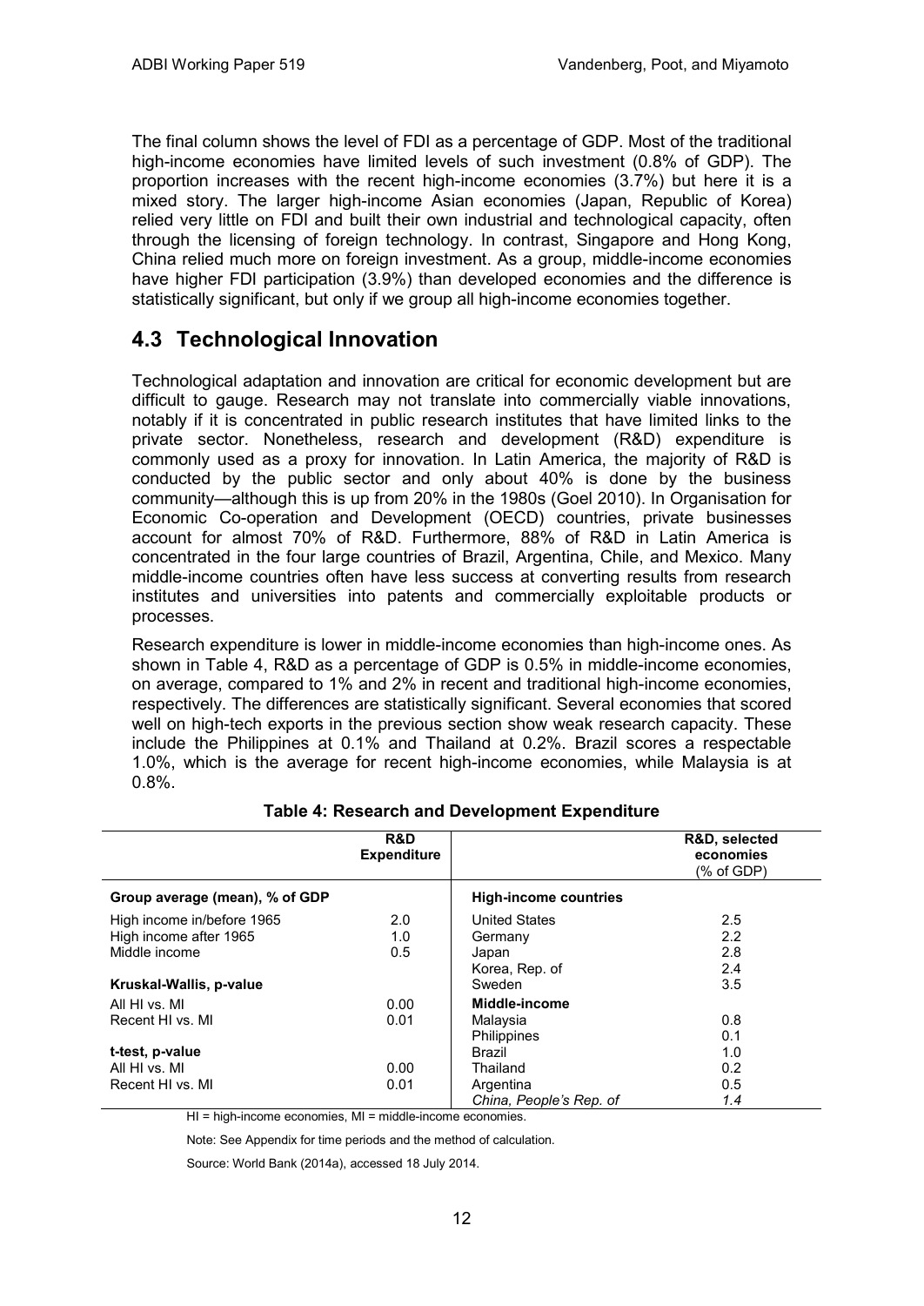The final column shows the level of FDI as a percentage of GDP. Most of the traditional high-income economies have limited levels of such investment (0.8% of GDP). The proportion increases with the recent high-income economies (3.7%) but here it is a mixed story. The larger high-income Asian economies (Japan, Republic of Korea) relied very little on FDI and built their own industrial and technological capacity, often through the licensing of foreign technology. In contrast, Singapore and Hong Kong, China relied much more on foreign investment. As a group, middle-income economies have higher FDI participation (3.9%) than developed economies and the difference is statistically significant, but only if we group all high-income economies together.

## 4.3 Technological Innovation

Technological adaptation and innovation are critical for economic development but are difficult to gauge. Research may not translate into commercially viable innovations, notably if it is concentrated in public research institutes that have limited links to the private sector. Nonetheless, research and development (R&D) expenditure is commonly used as a proxy for innovation. In Latin America, the majority of R&D is conducted by the public sector and only about 40% is done by the business community—although this is up from 20% in the 1980s (Goel 2010). In Organisation for Economic Co-operation and Development (OECD) countries, private businesses account for almost 70% of R&D. Furthermore, 88% of R&D in Latin America is concentrated in the four large countries of Brazil, Argentina, Chile, and Mexico. Many middle-income countries often have less success at converting results from research institutes and universities into patents and commercially exploitable products or processes.

Research expenditure is lower in middle-income economies than high-income ones. As shown in Table 4, R&D as a percentage of GDP is 0.5% in middle-income economies, on average, compared to 1% and 2% in recent and traditional high-income economies, respectively. The differences are statistically significant. Several economies that scored well on high-tech exports in the previous section show weak research capacity. These include the Philippines at 0.1% and Thailand at 0.2%. Brazil scores a respectable 1.0%, which is the average for recent high-income economies, while Malaysia is at 0.8%.

**Table 4: Research and Development Expenditure**

| | **R&D Expenditure** | | **R&D, selected economies** (% of GDP) |
|---|---|---|---|
| **Group average (mean), % of GDP** | | **High-income countries** | |
| High income in/before 1965 | 2.0 | United States | 2.5 |
| High income after 1965 | 1.0 | Germany | 2.2 |
| Middle income | 0.5 | Japan | 2.8 |
| | | Korea, Rep. of | 2.4 |
| **Kruskal-Wallis, p-value** | | Sweden | 3.5 |
| All HI vs. MI | 0.00 | **Middle-income** | |
| Recent HI vs. MI | 0.01 | Malaysia | 0.8 |
| | | Philippines | 0.1 |
| **t-test, p-value** | | Brazil | 1.0 |
| All HI vs. MI | 0.00 | Thailand | 0.2 |
| Recent HI vs. MI | 0.01 | Argentina | 0.5 |
| | | *China, People's Rep. of* | *1.4* |

HI = high-income economies, MI = middle-income economies.

Note: See Appendix for time periods and the method of calculation.

Source: World Bank (2014a), accessed 18 July 2014.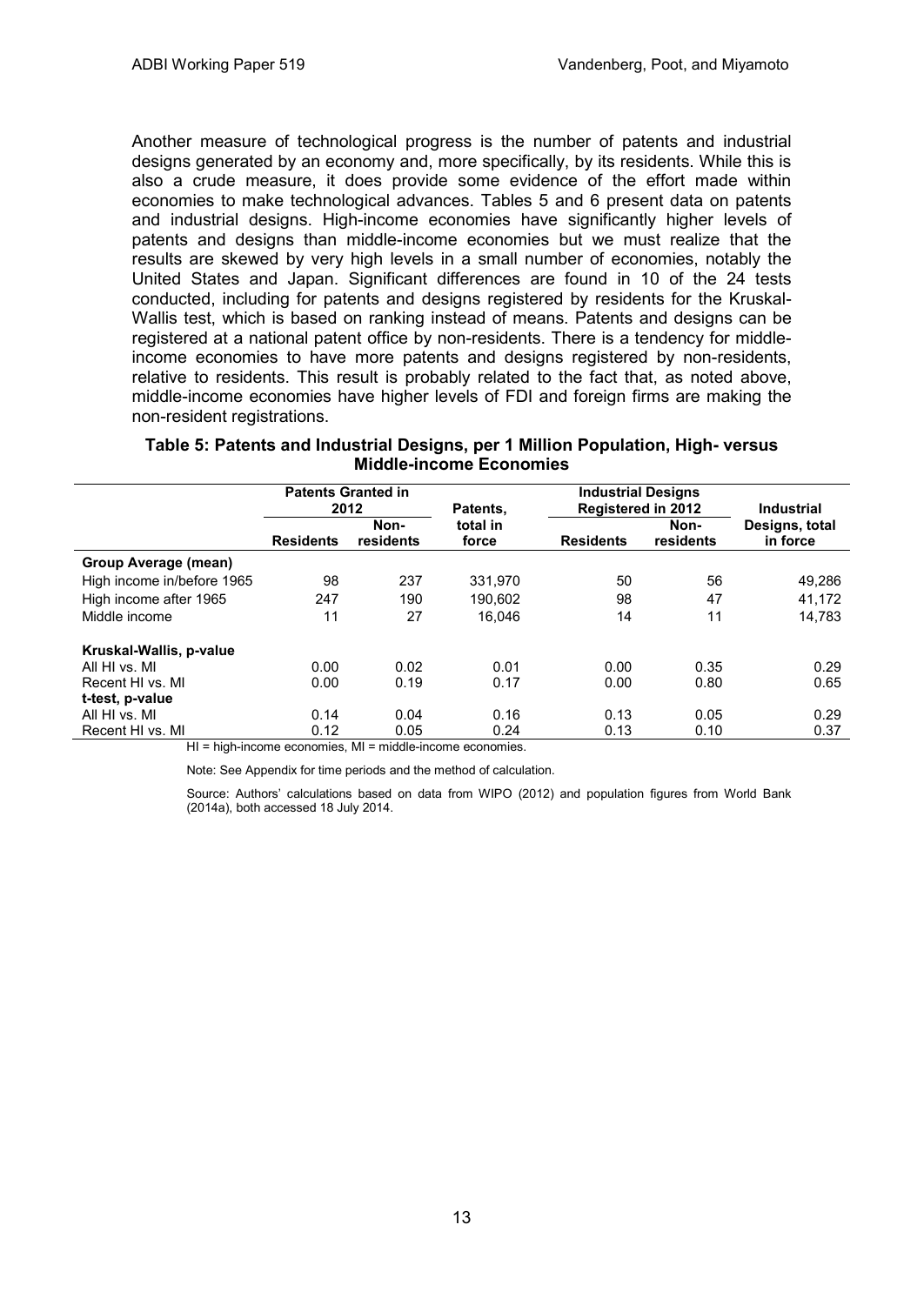Another measure of technological progress is the number of patents and industrial designs generated by an economy and, more specifically, by its residents. While this is also a crude measure, it does provide some evidence of the effort made within economies to make technological advances. Tables 5 and 6 present data on patents and industrial designs. High-income economies have significantly higher levels of patents and designs than middle-income economies but we must realize that the results are skewed by very high levels in a small number of economies, notably the United States and Japan. Significant differences are found in 10 of the 24 tests conducted, including for patents and designs registered by residents for the Kruskal-Wallis test, which is based on ranking instead of means. Patents and designs can be registered at a national patent office by non-residents. There is a tendency for middle-income economies to have more patents and designs registered by non-residents, relative to residents. This result is probably related to the fact that, as noted above, middle-income economies have higher levels of FDI and foreign firms are making the non-resident registrations.

**Table 5: Patents and Industrial Designs, per 1 Million Population, High- versus Middle-income Economies**

| | Patents Granted in 2012 | | Patents, total in force | Industrial Designs Registered in 2012 | | Industrial Designs, total in force |
|---|---|---|---|---|---|---|
| | Residents | Non-residents | | Residents | Non-residents | |
| **Group Average (mean)** | | | | | | |
| High income in/before 1965 | 98 | 237 | 331,970 | 50 | 56 | 49,286 |
| High income after 1965 | 247 | 190 | 190,602 | 98 | 47 | 41,172 |
| Middle income | 11 | 27 | 16,046 | 14 | 11 | 14,783 |
| **Kruskal-Wallis, p-value** | | | | | | |
| All HI vs. MI | 0.00 | 0.02 | 0.01 | 0.00 | 0.35 | 0.29 |
| Recent HI vs. MI | 0.00 | 0.19 | 0.17 | 0.00 | 0.80 | 0.65 |
| **t-test, p-value** | | | | | | |
| All HI vs. MI | 0.14 | 0.04 | 0.16 | 0.13 | 0.05 | 0.29 |
| Recent HI vs. MI | 0.12 | 0.05 | 0.24 | 0.13 | 0.10 | 0.37 |

HI = high-income economies, MI = middle-income economies.

Note: See Appendix for time periods and the method of calculation.

Source: Authors' calculations based on data from WIPO (2012) and population figures from World Bank (2014a), both accessed 18 July 2014.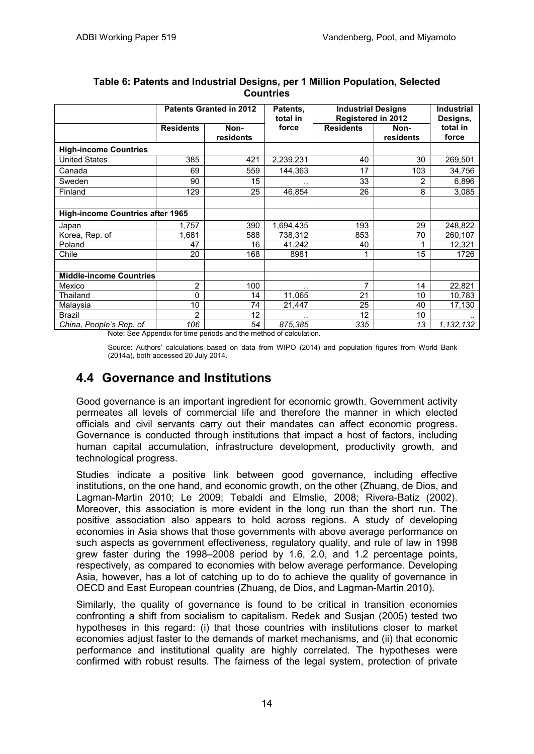**Table 6: Patents and Industrial Designs, per 1 Million Population, Selected Countries**

| | Patents Granted in 2012 | | Patents, total in force | Industrial Designs Registered in 2012 | | Industrial Designs, total in force |
|---|---|---|---|---|---|---|
| | Residents | Non-residents | | Residents | Non-residents | |
| **High-income Countries** | | | | | | |
| United States | 385 | 421 | 2,239,231 | 40 | 30 | 269,501 |
| Canada | 69 | 559 | 144,363 | 17 | 103 | 34,756 |
| Sweden | 90 | 15 | .. | 33 | 2 | 6,896 |
| Finland | 129 | 25 | 46,854 | 26 | 8 | 3,085 |
| | | | | | | |
| **High-income Countries after 1965** | | | | | | |
| Japan | 1,757 | 390 | 1,694,435 | 193 | 29 | 248,822 |
| Korea, Rep. of | 1,681 | 588 | 738,312 | 853 | 70 | 260,107 |
| Poland | 47 | 16 | 41,242 | 40 | 1 | 12,321 |
| Chile | 20 | 168 | 8981 | 1 | 15 | 1726 |
| | | | | | | |
| **Middle-income Countries** | | | | | | |
| Mexico | 2 | 100 | .. | 7 | 14 | 22,821 |
| Thailand | 0 | 14 | 11,065 | 21 | 10 | 10,783 |
| Malaysia | 10 | 74 | 21,447 | 25 | 40 | 17,130 |
| Brazil | 2 | 12 | .. | 12 | 10 | .. |
| *China, People's Rep. of* | *106* | *54* | *875,385* | *335* | *13* | *1,132,132* |

Note: See Appendix for time periods and the method of calculation.

Source: Authors' calculations based on data from WIPO (2014) and population figures from World Bank (2014a), both accessed 20 July 2014.

## 4.4 Governance and Institutions

Good governance is an important ingredient for economic growth. Government activity permeates all levels of commercial life and therefore the manner in which elected officials and civil servants carry out their mandates can affect economic progress. Governance is conducted through institutions that impact a host of factors, including human capital accumulation, infrastructure development, productivity growth, and technological progress.

Studies indicate a positive link between good governance, including effective institutions, on the one hand, and economic growth, on the other (Zhuang, de Dios, and Lagman-Martin 2010; Le 2009; Tebaldi and Elmslie, 2008; Rivera-Batiz (2002). Moreover, this association is more evident in the long run than the short run. The positive association also appears to hold across regions. A study of developing economies in Asia shows that those governments with above average performance on such aspects as government effectiveness, regulatory quality, and rule of law in 1998 grew faster during the 1998–2008 period by 1.6, 2.0, and 1.2 percentage points, respectively, as compared to economies with below average performance. Developing Asia, however, has a lot of catching up to do to achieve the quality of governance in OECD and East European countries (Zhuang, de Dios, and Lagman-Martin 2010).

Similarly, the quality of governance is found to be critical in transition economies confronting a shift from socialism to capitalism. Redek and Susjan (2005) tested two hypotheses in this regard: (i) that those countries with institutions closer to market economies adjust faster to the demands of market mechanisms, and (ii) that economic performance and institutional quality are highly correlated. The hypotheses were confirmed with robust results. The fairness of the legal system, protection of private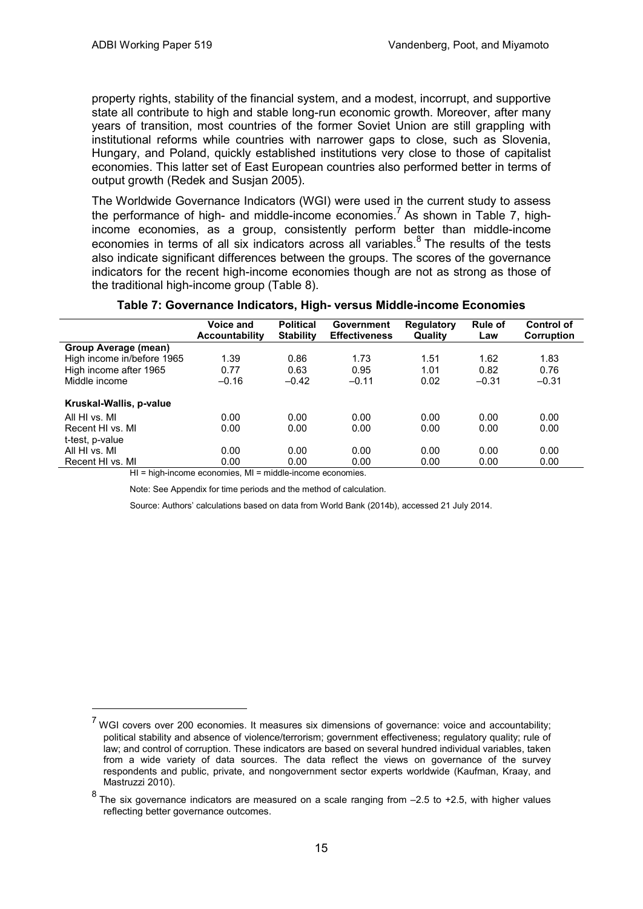property rights, stability of the financial system, and a modest, incorrupt, and supportive state all contribute to high and stable long-run economic growth. Moreover, after many years of transition, most countries of the former Soviet Union are still grappling with institutional reforms while countries with narrower gaps to close, such as Slovenia, Hungary, and Poland, quickly established institutions very close to those of capitalist economies. This latter set of East European countries also performed better in terms of output growth (Redek and Susjan 2005).

The Worldwide Governance Indicators (WGI) were used in the current study to assess the performance of high- and middle-income economies.[7] As shown in Table 7, high-income economies, as a group, consistently perform better than middle-income economies in terms of all six indicators across all variables.[8] The results of the tests also indicate significant differences between the groups. The scores of the governance indicators for the recent high-income economies though are not as strong as those of the traditional high-income group (Table 8).

**Table 7: Governance Indicators, High- versus Middle-income Economies**

| | Voice and Accountability | Political Stability | Government Effectiveness | Regulatory Quality | Rule of Law | Control of Corruption |
|---|---|---|---|---|---|---|
| **Group Average (mean)** | | | | | | |
| High income in/before 1965 | 1.39 | 0.86 | 1.73 | 1.51 | 1.62 | 1.83 |
| High income after 1965 | 0.77 | 0.63 | 0.95 | 1.01 | 0.82 | 0.76 |
| Middle income | –0.16 | –0.42 | –0.11 | 0.02 | –0.31 | –0.31 |
| **Kruskal-Wallis, p-value** | | | | | | |
| All HI vs. MI | 0.00 | 0.00 | 0.00 | 0.00 | 0.00 | 0.00 |
| Recent HI vs. MI | 0.00 | 0.00 | 0.00 | 0.00 | 0.00 | 0.00 |
| t-test, p-value | | | | | | |
| All HI vs. MI | 0.00 | 0.00 | 0.00 | 0.00 | 0.00 | 0.00 |
| Recent HI vs. MI | 0.00 | 0.00 | 0.00 | 0.00 | 0.00 | 0.00 |

HI = high-income economies, MI = middle-income economies.

Note: See Appendix for time periods and the method of calculation.

Source: Authors' calculations based on data from World Bank (2014b), accessed 21 July 2014.

---

[7] WGI covers over 200 economies. It measures six dimensions of governance: voice and accountability; political stability and absence of violence/terrorism; government effectiveness; regulatory quality; rule of law; and control of corruption. These indicators are based on several hundred individual variables, taken from a wide variety of data sources. The data reflect the views on governance of the survey respondents and public, private, and nongovernment sector experts worldwide (Kaufman, Kraay, and Mastruzzi 2010).

[8] The six governance indicators are measured on a scale ranging from –2.5 to +2.5, with higher values reflecting better governance outcomes.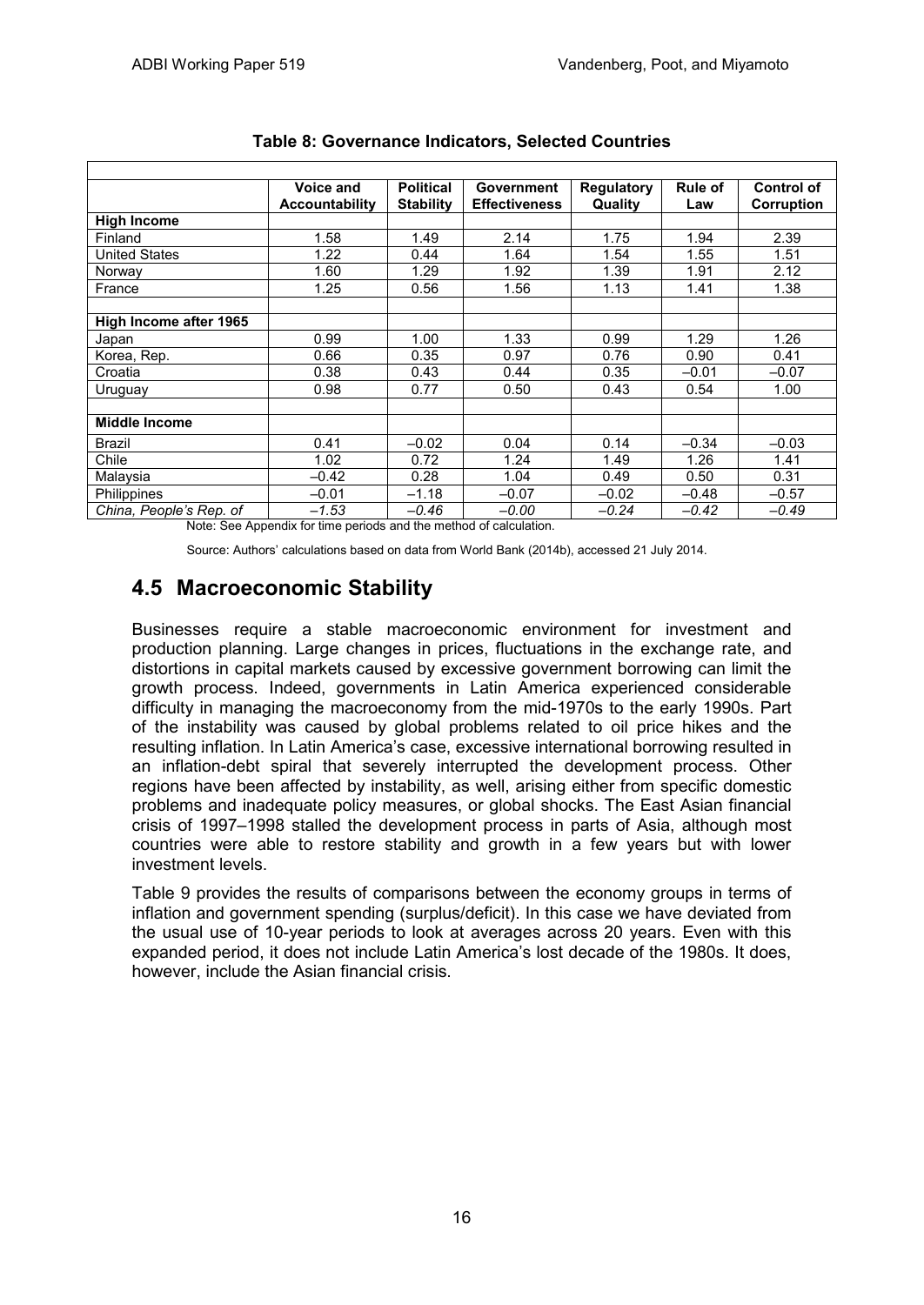**Table 8: Governance Indicators, Selected Countries**

| | Voice and Accountability | Political Stability | Government Effectiveness | Regulatory Quality | Rule of Law | Control of Corruption |
|---|---|---|---|---|---|---|
| **High Income** | | | | | | |
| Finland | 1.58 | 1.49 | 2.14 | 1.75 | 1.94 | 2.39 |
| United States | 1.22 | 0.44 | 1.64 | 1.54 | 1.55 | 1.51 |
| Norway | 1.60 | 1.29 | 1.92 | 1.39 | 1.91 | 2.12 |
| France | 1.25 | 0.56 | 1.56 | 1.13 | 1.41 | 1.38 |
| | | | | | | |
| **High Income after 1965** | | | | | | |
| Japan | 0.99 | 1.00 | 1.33 | 0.99 | 1.29 | 1.26 |
| Korea, Rep. | 0.66 | 0.35 | 0.97 | 0.76 | 0.90 | 0.41 |
| Croatia | 0.38 | 0.43 | 0.44 | 0.35 | –0.01 | –0.07 |
| Uruguay | 0.98 | 0.77 | 0.50 | 0.43 | 0.54 | 1.00 |
| | | | | | | |
| **Middle Income** | | | | | | |
| Brazil | 0.41 | –0.02 | 0.04 | 0.14 | –0.34 | –0.03 |
| Chile | 1.02 | 0.72 | 1.24 | 1.49 | 1.26 | 1.41 |
| Malaysia | –0.42 | 0.28 | 1.04 | 0.49 | 0.50 | 0.31 |
| Philippines | –0.01 | –1.18 | –0.07 | –0.02 | –0.48 | –0.57 |
| *China, People's Rep. of* | *–1.53* | *–0.46* | *–0.00* | *–0.24* | *–0.42* | *–0.49* |

Note: See Appendix for time periods and the method of calculation.

Source: Authors' calculations based on data from World Bank (2014b), accessed 21 July 2014.

## 4.5 Macroeconomic Stability

Businesses require a stable macroeconomic environment for investment and production planning. Large changes in prices, fluctuations in the exchange rate, and distortions in capital markets caused by excessive government borrowing can limit the growth process. Indeed, governments in Latin America experienced considerable difficulty in managing the macroeconomy from the mid-1970s to the early 1990s. Part of the instability was caused by global problems related to oil price hikes and the resulting inflation. In Latin America's case, excessive international borrowing resulted in an inflation-debt spiral that severely interrupted the development process. Other regions have been affected by instability, as well, arising either from specific domestic problems and inadequate policy measures, or global shocks. The East Asian financial crisis of 1997–1998 stalled the development process in parts of Asia, although most countries were able to restore stability and growth in a few years but with lower investment levels.

Table 9 provides the results of comparisons between the economy groups in terms of inflation and government spending (surplus/deficit). In this case we have deviated from the usual use of 10-year periods to look at averages across 20 years. Even with this expanded period, it does not include Latin America's lost decade of the 1980s. It does, however, include the Asian financial crisis.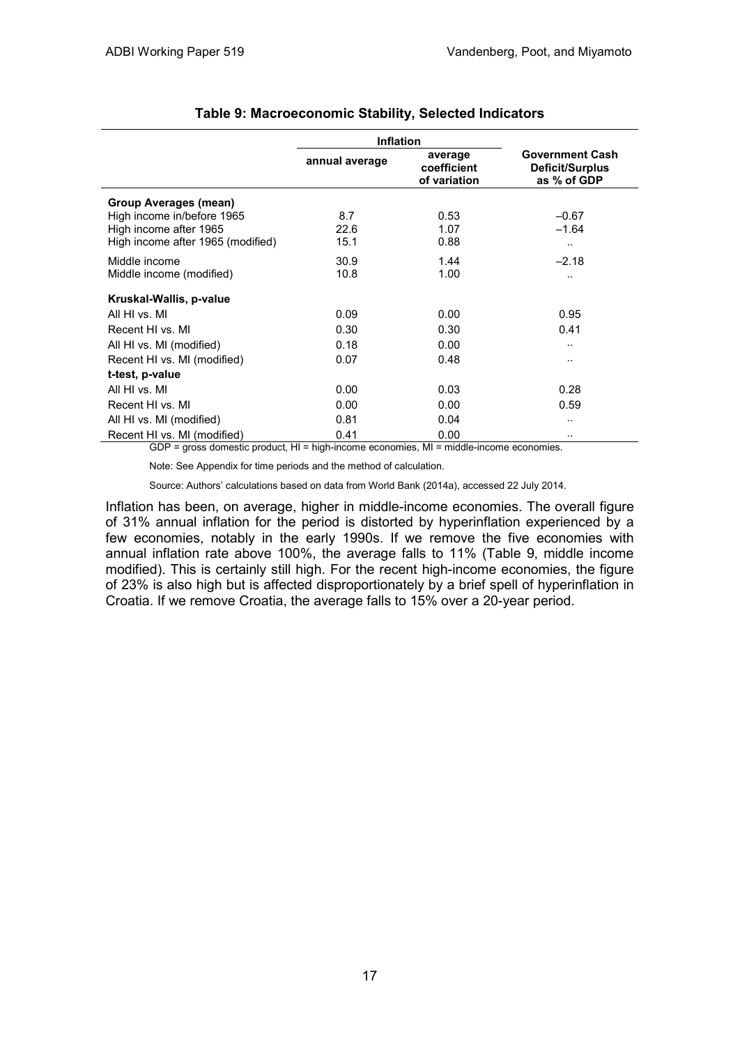**Table 9: Macroeconomic Stability, Selected Indicators**

| | Inflation | | Government Cash Deficit/Surplus as % of GDP |
|---|---|---|---|
| | annual average | average coefficient of variation | |
| **Group Averages (mean)** | | | |
| High income in/before 1965 | 8.7 | 0.53 | –0.67 |
| High income after 1965 | 22.6 | 1.07 | –1.64 |
| High income after 1965 (modified) | 15.1 | 0.88 | .. |
| Middle income | 30.9 | 1.44 | –2.18 |
| Middle income (modified) | 10.8 | 1.00 | .. |
| **Kruskal-Wallis, p-value** | | | |
| All HI vs. MI | 0.09 | 0.00 | 0.95 |
| Recent HI vs. MI | 0.30 | 0.30 | 0.41 |
| All HI vs. MI (modified) | 0.18 | 0.00 | .. |
| Recent HI vs. MI (modified) | 0.07 | 0.48 | .. |
| **t-test, p-value** | | | |
| All HI vs. MI | 0.00 | 0.03 | 0.28 |
| Recent HI vs. MI | 0.00 | 0.00 | 0.59 |
| All HI vs. MI (modified) | 0.81 | 0.04 | .. |
| Recent HI vs. MI (modified) | 0.41 | 0.00 | .. |

GDP = gross domestic product, HI = high-income economies, MI = middle-income economies.

Note: See Appendix for time periods and the method of calculation.

Source: Authors' calculations based on data from World Bank (2014a), accessed 22 July 2014.

Inflation has been, on average, higher in middle-income economies. The overall figure of 31% annual inflation for the period is distorted by hyperinflation experienced by a few economies, notably in the early 1990s. If we remove the five economies with annual inflation rate above 100%, the average falls to 11% (Table 9, middle income modified). This is certainly still high. For the recent high-income economies, the figure of 23% is also high but is affected disproportionately by a brief spell of hyperinflation in Croatia. If we remove Croatia, the average falls to 15% over a 20-year period.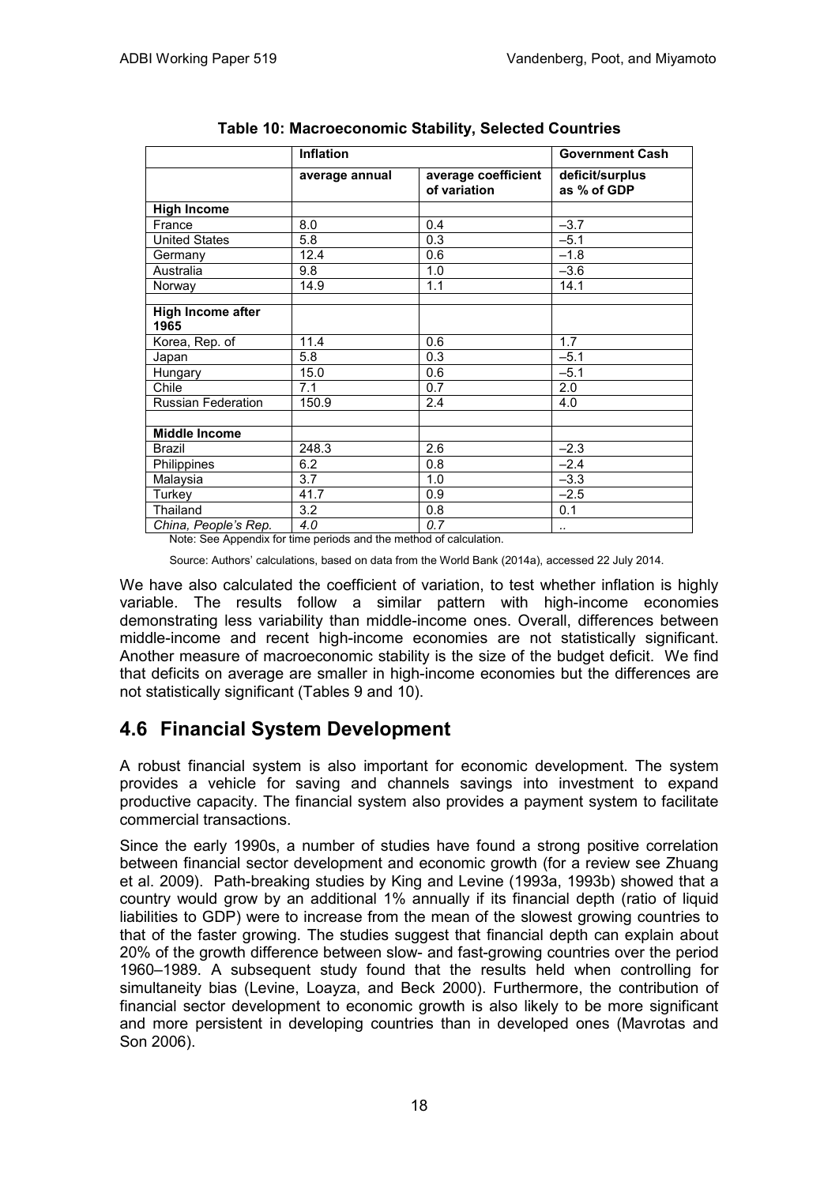**Table 10: Macroeconomic Stability, Selected Countries**

| | Inflation | | Government Cash |
|---|---|---|---|
| | average annual | average coefficient of variation | deficit/surplus as % of GDP |
| **High Income** | | | |
| France | 8.0 | 0.4 | –3.7 |
| United States | 5.8 | 0.3 | –5.1 |
| Germany | 12.4 | 0.6 | –1.8 |
| Australia | 9.8 | 1.0 | –3.6 |
| Norway | 14.9 | 1.1 | 14.1 |
| | | | |
| **High Income after 1965** | | | |
| Korea, Rep. of | 11.4 | 0.6 | 1.7 |
| Japan | 5.8 | 0.3 | –5.1 |
| Hungary | 15.0 | 0.6 | –5.1 |
| Chile | 7.1 | 0.7 | 2.0 |
| Russian Federation | 150.9 | 2.4 | 4.0 |
| | | | |
| **Middle Income** | | | |
| Brazil | 248.3 | 2.6 | –2.3 |
| Philippines | 6.2 | 0.8 | –2.4 |
| Malaysia | 3.7 | 1.0 | –3.3 |
| Turkey | 41.7 | 0.9 | –2.5 |
| Thailand | 3.2 | 0.8 | 0.1 |
| *China, People's Rep.* | *4.0* | *0.7* | .. |

Note: See Appendix for time periods and the method of calculation.

Source: Authors' calculations, based on data from the World Bank (2014a), accessed 22 July 2014.

We have also calculated the coefficient of variation, to test whether inflation is highly variable. The results follow a similar pattern with high-income economies demonstrating less variability than middle-income ones. Overall, differences between middle-income and recent high-income economies are not statistically significant. Another measure of macroeconomic stability is the size of the budget deficit. We find that deficits on average are smaller in high-income economies but the differences are not statistically significant (Tables 9 and 10).

## 4.6 Financial System Development

A robust financial system is also important for economic development. The system provides a vehicle for saving and channels savings into investment to expand productive capacity. The financial system also provides a payment system to facilitate commercial transactions.

Since the early 1990s, a number of studies have found a strong positive correlation between financial sector development and economic growth (for a review see Zhuang et al. 2009). Path-breaking studies by King and Levine (1993a, 1993b) showed that a country would grow by an additional 1% annually if its financial depth (ratio of liquid liabilities to GDP) were to increase from the mean of the slowest growing countries to that of the faster growing. The studies suggest that financial depth can explain about 20% of the growth difference between slow- and fast-growing countries over the period 1960–1989. A subsequent study found that the results held when controlling for simultaneity bias (Levine, Loayza, and Beck 2000). Furthermore, the contribution of financial sector development to economic growth is also likely to be more significant and more persistent in developing countries than in developed ones (Mavrotas and Son 2006).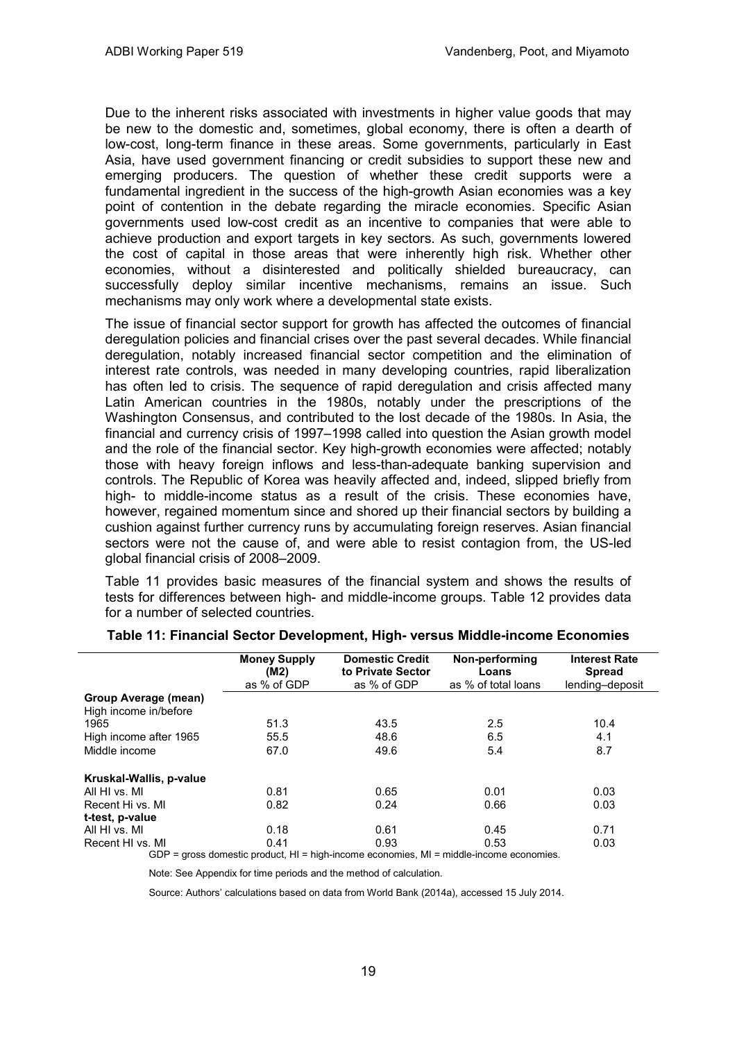Due to the inherent risks associated with investments in higher value goods that may be new to the domestic and, sometimes, global economy, there is often a dearth of low-cost, long-term finance in these areas. Some governments, particularly in East Asia, have used government financing or credit subsidies to support these new and emerging producers. The question of whether these credit supports were a fundamental ingredient in the success of the high-growth Asian economies was a key point of contention in the debate regarding the miracle economies. Specific Asian governments used low-cost credit as an incentive to companies that were able to achieve production and export targets in key sectors. As such, governments lowered the cost of capital in those areas that were inherently high risk. Whether other economies, without a disinterested and politically shielded bureaucracy, can successfully deploy similar incentive mechanisms, remains an issue. Such mechanisms may only work where a developmental state exists.

The issue of financial sector support for growth has affected the outcomes of financial deregulation policies and financial crises over the past several decades. While financial deregulation, notably increased financial sector competition and the elimination of interest rate controls, was needed in many developing countries, rapid liberalization has often led to crisis. The sequence of rapid deregulation and crisis affected many Latin American countries in the 1980s, notably under the prescriptions of the Washington Consensus, and contributed to the lost decade of the 1980s. In Asia, the financial and currency crisis of 1997–1998 called into question the Asian growth model and the role of the financial sector. Key high-growth economies were affected; notably those with heavy foreign inflows and less-than-adequate banking supervision and controls. The Republic of Korea was heavily affected and, indeed, slipped briefly from high- to middle-income status as a result of the crisis. These economies have, however, regained momentum since and shored up their financial sectors by building a cushion against further currency runs by accumulating foreign reserves. Asian financial sectors were not the cause of, and were able to resist contagion from, the US-led global financial crisis of 2008–2009.

Table 11 provides basic measures of the financial system and shows the results of tests for differences between high- and middle-income groups. Table 12 provides data for a number of selected countries.

**Table 11: Financial Sector Development, High- versus Middle-income Economies**

| | Money Supply (M2) as % of GDP | Domestic Credit to Private Sector as % of GDP | Non-performing Loans as % of total loans | Interest Rate Spread lending–deposit |
|---|---|---|---|---|
| **Group Average (mean)** | | | | |
| High income in/before 1965 | 51.3 | 43.5 | 2.5 | 10.4 |
| High income after 1965 | 55.5 | 48.6 | 6.5 | 4.1 |
| Middle income | 67.0 | 49.6 | 5.4 | 8.7 |
| **Kruskal-Wallis, p-value** | | | | |
| All HI vs. MI | 0.81 | 0.65 | 0.01 | 0.03 |
| Recent Hi vs. MI | 0.82 | 0.24 | 0.66 | 0.03 |
| **t-test, p-value** | | | | |
| All HI vs. MI | 0.18 | 0.61 | 0.45 | 0.71 |
| Recent HI vs. MI | 0.41 | 0.93 | 0.53 | 0.03 |

GDP = gross domestic product, HI = high-income economies, MI = middle-income economies.

Note: See Appendix for time periods and the method of calculation.

Source: Authors' calculations based on data from World Bank (2014a), accessed 15 July 2014.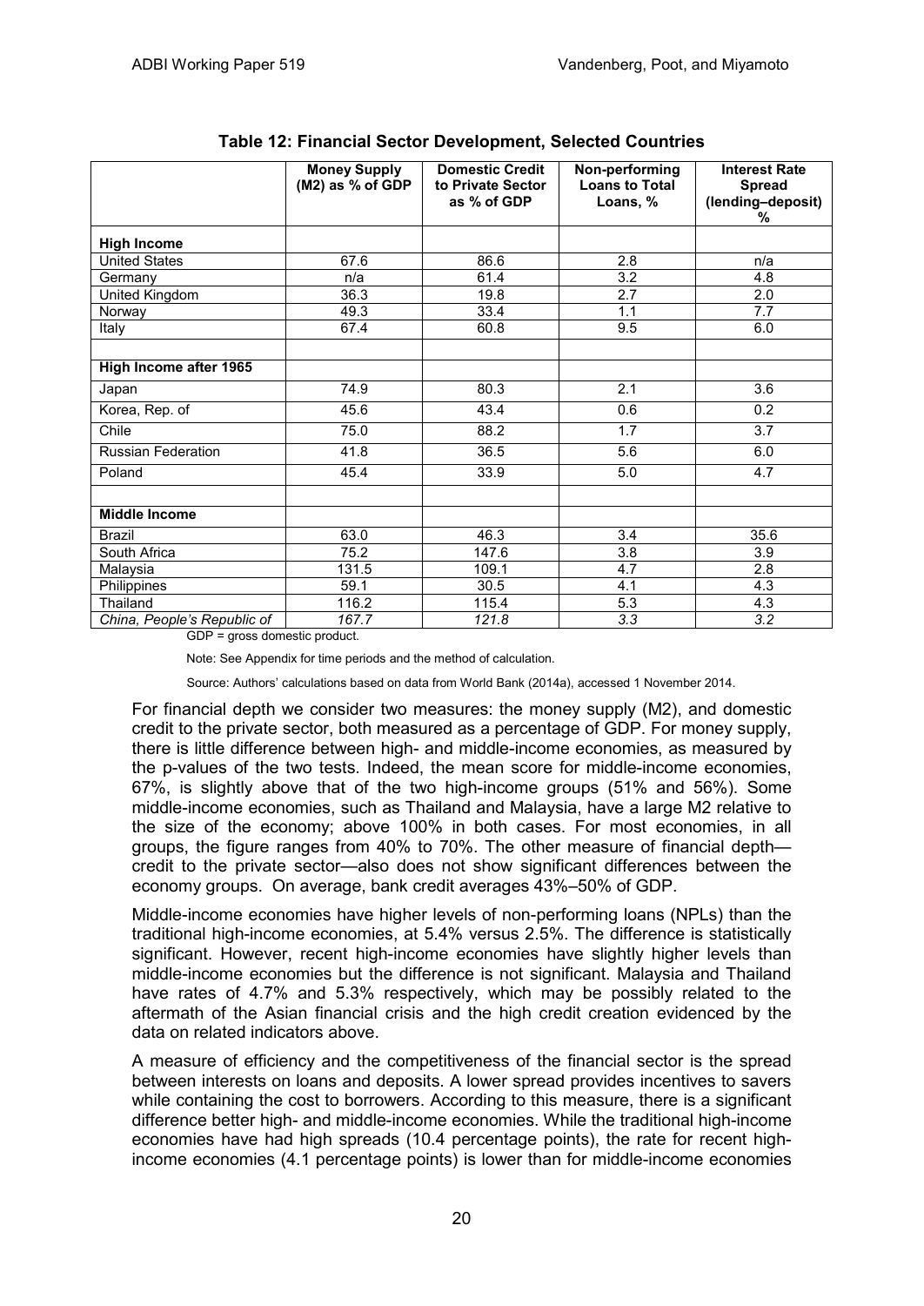**Table 12: Financial Sector Development, Selected Countries**

| | Money Supply (M2) as % of GDP | Domestic Credit to Private Sector as % of GDP | Non-performing Loans to Total Loans, % | Interest Rate Spread (lending–deposit) % |
|---|---|---|---|---|
| **High Income** | | | | |
| United States | 67.6 | 86.6 | 2.8 | n/a |
| Germany | n/a | 61.4 | 3.2 | 4.8 |
| United Kingdom | 36.3 | 19.8 | 2.7 | 2.0 |
| Norway | 49.3 | 33.4 | 1.1 | 7.7 |
| Italy | 67.4 | 60.8 | 9.5 | 6.0 |
| | | | | |
| **High Income after 1965** | | | | |
| Japan | 74.9 | 80.3 | 2.1 | 3.6 |
| Korea, Rep. of | 45.6 | 43.4 | 0.6 | 0.2 |
| Chile | 75.0 | 88.2 | 1.7 | 3.7 |
| Russian Federation | 41.8 | 36.5 | 5.6 | 6.0 |
| Poland | 45.4 | 33.9 | 5.0 | 4.7 |
| | | | | |
| **Middle Income** | | | | |
| Brazil | 63.0 | 46.3 | 3.4 | 35.6 |
| South Africa | 75.2 | 147.6 | 3.8 | 3.9 |
| Malaysia | 131.5 | 109.1 | 4.7 | 2.8 |
| Philippines | 59.1 | 30.5 | 4.1 | 4.3 |
| Thailand | 116.2 | 115.4 | 5.3 | 4.3 |
| *China, People's Republic of* | *167.7* | *121.8* | *3.3* | *3.2* |

GDP = gross domestic product.

Note: See Appendix for time periods and the method of calculation.

Source: Authors' calculations based on data from World Bank (2014a), accessed 1 November 2014.

For financial depth we consider two measures: the money supply (M2), and domestic credit to the private sector, both measured as a percentage of GDP. For money supply, there is little difference between high- and middle-income economies, as measured by the p-values of the two tests. Indeed, the mean score for middle-income economies, 67%, is slightly above that of the two high-income groups (51% and 56%). Some middle-income economies, such as Thailand and Malaysia, have a large M2 relative to the size of the economy; above 100% in both cases. For most economies, in all groups, the figure ranges from 40% to 70%. The other measure of financial depth—credit to the private sector—also does not show significant differences between the economy groups. On average, bank credit averages 43%–50% of GDP.

Middle-income economies have higher levels of non-performing loans (NPLs) than the traditional high-income economies, at 5.4% versus 2.5%. The difference is statistically significant. However, recent high-income economies have slightly higher levels than middle-income economies but the difference is not significant. Malaysia and Thailand have rates of 4.7% and 5.3% respectively, which may be possibly related to the aftermath of the Asian financial crisis and the high credit creation evidenced by the data on related indicators above.

A measure of efficiency and the competitiveness of the financial sector is the spread between interests on loans and deposits. A lower spread provides incentives to savers while containing the cost to borrowers. According to this measure, there is a significant difference better high- and middle-income economies. While the traditional high-income economies have had high spreads (10.4 percentage points), the rate for recent high-income economies (4.1 percentage points) is lower than for middle-income economies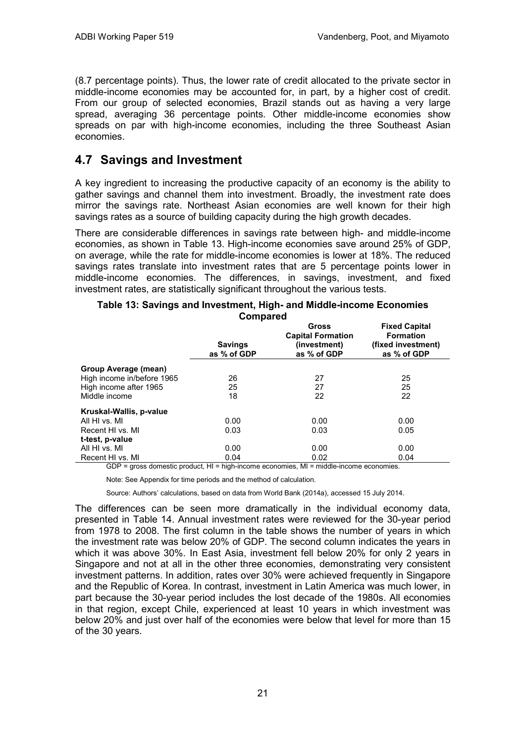(8.7 percentage points). Thus, the lower rate of credit allocated to the private sector in middle-income economies may be accounted for, in part, by a higher cost of credit. From our group of selected economies, Brazil stands out as having a very large spread, averaging 36 percentage points. Other middle-income economies show spreads on par with high-income economies, including the three Southeast Asian economies.

## 4.7 Savings and Investment

A key ingredient to increasing the productive capacity of an economy is the ability to gather savings and channel them into investment. Broadly, the investment rate does mirror the savings rate. Northeast Asian economies are well known for their high savings rates as a source of building capacity during the high growth decades.

There are considerable differences in savings rate between high- and middle-income economies, as shown in Table 13. High-income economies save around 25% of GDP, on average, while the rate for middle-income economies is lower at 18%. The reduced savings rates translate into investment rates that are 5 percentage points lower in middle-income economies. The differences, in savings, investment, and fixed investment rates, are statistically significant throughout the various tests.

**Table 13: Savings and Investment, High- and Middle-income Economies Compared**

| | Savings as % of GDP | Gross Capital Formation (investment) as % of GDP | Fixed Capital Formation (fixed investment) as % of GDP |
|---|---|---|---|
| **Group Average (mean)** | | | |
| High income in/before 1965 | 26 | 27 | 25 |
| High income after 1965 | 25 | 27 | 25 |
| Middle income | 18 | 22 | 22 |
| **Kruskal-Wallis, p-value** | | | |
| All HI vs. MI | 0.00 | 0.00 | 0.00 |
| Recent HI vs. MI | 0.03 | 0.03 | 0.05 |
| **t-test, p-value** | | | |
| All HI vs. MI | 0.00 | 0.00 | 0.00 |
| Recent HI vs. MI | 0.04 | 0.02 | 0.04 |

GDP = gross domestic product, HI = high-income economies, MI = middle-income economies.

Note: See Appendix for time periods and the method of calculation.

Source: Authors' calculations, based on data from World Bank (2014a), accessed 15 July 2014.

The differences can be seen more dramatically in the individual economy data, presented in Table 14. Annual investment rates were reviewed for the 30-year period from 1978 to 2008. The first column in the table shows the number of years in which the investment rate was below 20% of GDP. The second column indicates the years in which it was above 30%. In East Asia, investment fell below 20% for only 2 years in Singapore and not at all in the other three economies, demonstrating very consistent investment patterns. In addition, rates over 30% were achieved frequently in Singapore and the Republic of Korea. In contrast, investment in Latin America was much lower, in part because the 30-year period includes the lost decade of the 1980s. All economies in that region, except Chile, experienced at least 10 years in which investment was below 20% and just over half of the economies were below that level for more than 15 of the 30 years.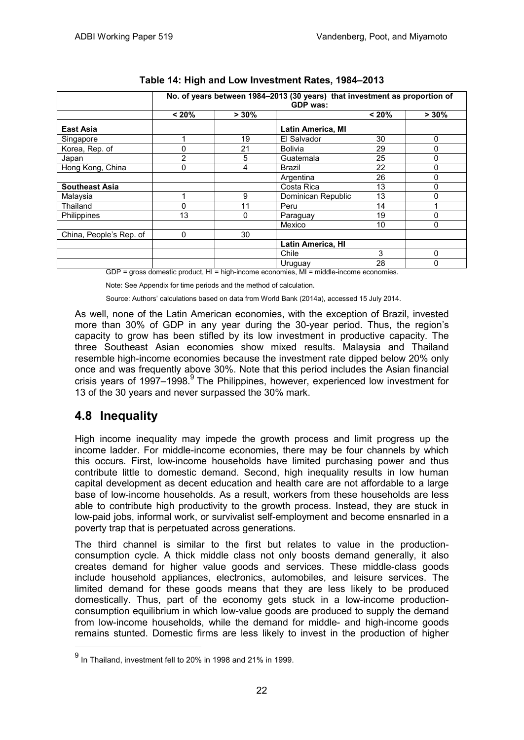**Table 14: High and Low Investment Rates, 1984–2013**

| | No. of years between 1984–2013 (30 years) that investment as proportion of GDP was: | | | | |
|---|---|---|---|---|---|
| | < 20% | > 30% | | < 20% | > 30% |
| **East Asia** | | | **Latin America, MI** | | |
| Singapore | 1 | 19 | El Salvador | 30 | 0 |
| Korea, Rep. of | 0 | 21 | Bolivia | 29 | 0 |
| Japan | 2 | 5 | Guatemala | 25 | 0 |
| Hong Kong, China | 0 | 4 | Brazil | 22 | 0 |
| | | | Argentina | 26 | 0 |
| **Southeast Asia** | | | Costa Rica | 13 | 0 |
| Malaysia | 1 | 9 | Dominican Republic | 13 | 0 |
| Thailand | 0 | 11 | Peru | 14 | 1 |
| Philippines | 13 | 0 | Paraguay | 19 | 0 |
| | | | Mexico | 10 | 0 |
| China, People's Rep. of | 0 | 30 | | | |
| | | | **Latin America, HI** | | |
| | | | Chile | 3 | 0 |
| | | | Uruguay | 28 | 0 |

GDP = gross domestic product, HI = high-income economies, MI = middle-income economies.

Note: See Appendix for time periods and the method of calculation.

Source: Authors' calculations based on data from World Bank (2014a), accessed 15 July 2014.

As well, none of the Latin American economies, with the exception of Brazil, invested more than 30% of GDP in any year during the 30-year period. Thus, the region's capacity to grow has been stifled by its low investment in productive capacity. The three Southeast Asian economies show mixed results. Malaysia and Thailand resemble high-income economies because the investment rate dipped below 20% only once and was frequently above 30%. Note that this period includes the Asian financial crisis years of 1997–1998.[9] The Philippines, however, experienced low investment for 13 of the 30 years and never surpassed the 30% mark.

## 4.8 Inequality

High income inequality may impede the growth process and limit progress up the income ladder. For middle-income economies, there may be four channels by which this occurs. First, low-income households have limited purchasing power and thus contribute little to domestic demand. Second, high inequality results in low human capital development as decent education and health care are not affordable to a large base of low-income households. As a result, workers from these households are less able to contribute high productivity to the growth process. Instead, they are stuck in low-paid jobs, informal work, or survivalist self-employment and become ensnarled in a poverty trap that is perpetuated across generations.

The third channel is similar to the first but relates to value in the production-consumption cycle. A thick middle class not only boosts demand generally, it also creates demand for higher value goods and services. These middle-class goods include household appliances, electronics, automobiles, and leisure services. The limited demand for these goods means that they are less likely to be produced domestically. Thus, part of the economy gets stuck in a low-income production-consumption equilibrium in which low-value goods are produced to supply the demand from low-income households, while the demand for middle- and high-income goods remains stunted. Domestic firms are less likely to invest in the production of higher

[9] In Thailand, investment fell to 20% in 1998 and 21% in 1999.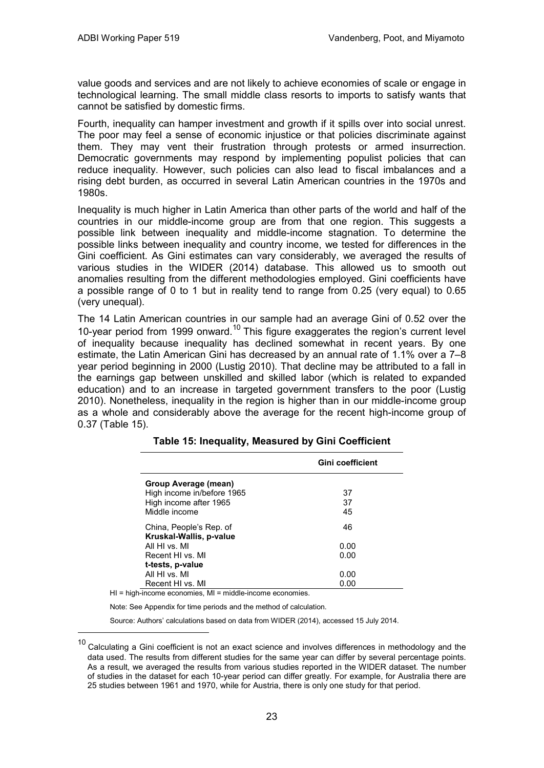value goods and services and are not likely to achieve economies of scale or engage in technological learning. The small middle class resorts to imports to satisfy wants that cannot be satisfied by domestic firms.

Fourth, inequality can hamper investment and growth if it spills over into social unrest. The poor may feel a sense of economic injustice or that policies discriminate against them. They may vent their frustration through protests or armed insurrection. Democratic governments may respond by implementing populist policies that can reduce inequality. However, such policies can also lead to fiscal imbalances and a rising debt burden, as occurred in several Latin American countries in the 1970s and 1980s.

Inequality is much higher in Latin America than other parts of the world and half of the countries in our middle-income group are from that one region. This suggests a possible link between inequality and middle-income stagnation. To determine the possible links between inequality and country income, we tested for differences in the Gini coefficient. As Gini estimates can vary considerably, we averaged the results of various studies in the WIDER (2014) database. This allowed us to smooth out anomalies resulting from the different methodologies employed. Gini coefficients have a possible range of 0 to 1 but in reality tend to range from 0.25 (very equal) to 0.65 (very unequal).

The 14 Latin American countries in our sample had an average Gini of 0.52 over the 10-year period from 1999 onward.[10] This figure exaggerates the region's current level of inequality because inequality has declined somewhat in recent years. By one estimate, the Latin American Gini has decreased by an annual rate of 1.1% over a 7–8 year period beginning in 2000 (Lustig 2010). That decline may be attributed to a fall in the earnings gap between unskilled and skilled labor (which is related to expanded education) and to an increase in targeted government transfers to the poor (Lustig 2010). Nonetheless, inequality in the region is higher than in our middle-income group as a whole and considerably above the average for the recent high-income group of 0.37 (Table 15).

**Table 15: Inequality, Measured by Gini Coefficient**

| | Gini coefficient |
|---|---|
| **Group Average (mean)** | |
| High income in/before 1965 | 37 |
| High income after 1965 | 37 |
| Middle income | 45 |
| China, People's Rep. of | 46 |
| **Kruskal-Wallis, p-value** | |
| All HI vs. MI | 0.00 |
| Recent HI vs. MI | 0.00 |
| **t-tests, p-value** | |
| All HI vs. MI | 0.00 |
| Recent HI vs. MI | 0.00 |

HI = high-income economies, MI = middle-income economies.

Note: See Appendix for time periods and the method of calculation.

Source: Authors' calculations based on data from WIDER (2014), accessed 15 July 2014.

[10] Calculating a Gini coefficient is not an exact science and involves differences in methodology and the data used. The results from different studies for the same year can differ by several percentage points. As a result, we averaged the results from various studies reported in the WIDER dataset. The number of studies in the dataset for each 10-year period can differ greatly. For example, for Australia there are 25 studies between 1961 and 1970, while for Austria, there is only one study for that period.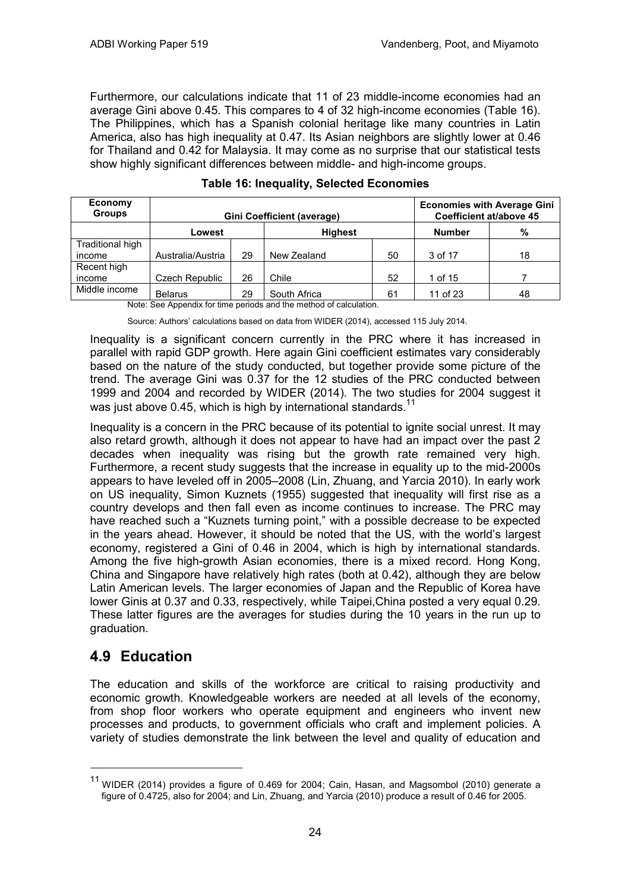Furthermore, our calculations indicate that 11 of 23 middle-income economies had an average Gini above 0.45. This compares to 4 of 32 high-income economies (Table 16). The Philippines, which has a Spanish colonial heritage like many countries in Latin America, also has high inequality at 0.47. Its Asian neighbors are slightly lower at 0.46 for Thailand and 0.42 for Malaysia. It may come as no surprise that our statistical tests show highly significant differences between middle- and high-income groups.

**Table 16: Inequality, Selected Economies**

| Economy Groups | Gini Coefficient (average) | | | | Economies with Average Gini Coefficient at/above 45 | |
|---|---|---|---|---|---|---|
| | Lowest | | Highest | | Number | % |
| Traditional high income | Australia/Austria | 29 | New Zealand | 50 | 3 of 17 | 18 |
| Recent high income | Czech Republic | 26 | Chile | 52 | 1 of 15 | 7 |
| Middle income | Belarus | 29 | South Africa | 61 | 11 of 23 | 48 |

Note: See Appendix for time periods and the method of calculation.

Source: Authors' calculations based on data from WIDER (2014), accessed 115 July 2014.

Inequality is a significant concern currently in the PRC where it has increased in parallel with rapid GDP growth. Here again Gini coefficient estimates vary considerably based on the nature of the study conducted, but together provide some picture of the trend. The average Gini was 0.37 for the 12 studies of the PRC conducted between 1999 and 2004 and recorded by WIDER (2014). The two studies for 2004 suggest it was just above 0.45, which is high by international standards.[11]

Inequality is a concern in the PRC because of its potential to ignite social unrest. It may also retard growth, although it does not appear to have had an impact over the past 2 decades when inequality was rising but the growth rate remained very high. Furthermore, a recent study suggests that the increase in equality up to the mid-2000s appears to have leveled off in 2005–2008 (Lin, Zhuang, and Yarcia 2010). In early work on US inequality, Simon Kuznets (1955) suggested that inequality will first rise as a country develops and then fall even as income continues to increase. The PRC may have reached such a "Kuznets turning point," with a possible decrease to be expected in the years ahead. However, it should be noted that the US, with the world's largest economy, registered a Gini of 0.46 in 2004, which is high by international standards. Among the five high-growth Asian economies, there is a mixed record. Hong Kong, China and Singapore have relatively high rates (both at 0.42), although they are below Latin American levels. The larger economies of Japan and the Republic of Korea have lower Ginis at 0.37 and 0.33, respectively, while Taipei,China posted a very equal 0.29. These latter figures are the averages for studies during the 10 years in the run up to graduation.

## 4.9 Education

The education and skills of the workforce are critical to raising productivity and economic growth. Knowledgeable workers are needed at all levels of the economy, from shop floor workers who operate equipment and engineers who invent new processes and products, to government officials who craft and implement policies. A variety of studies demonstrate the link between the level and quality of education and

[11] WIDER (2014) provides a figure of 0.469 for 2004; Cain, Hasan, and Magsombol (2010) generate a figure of 0.4725, also for 2004; and Lin, Zhuang, and Yarcia (2010) produce a result of 0.46 for 2005.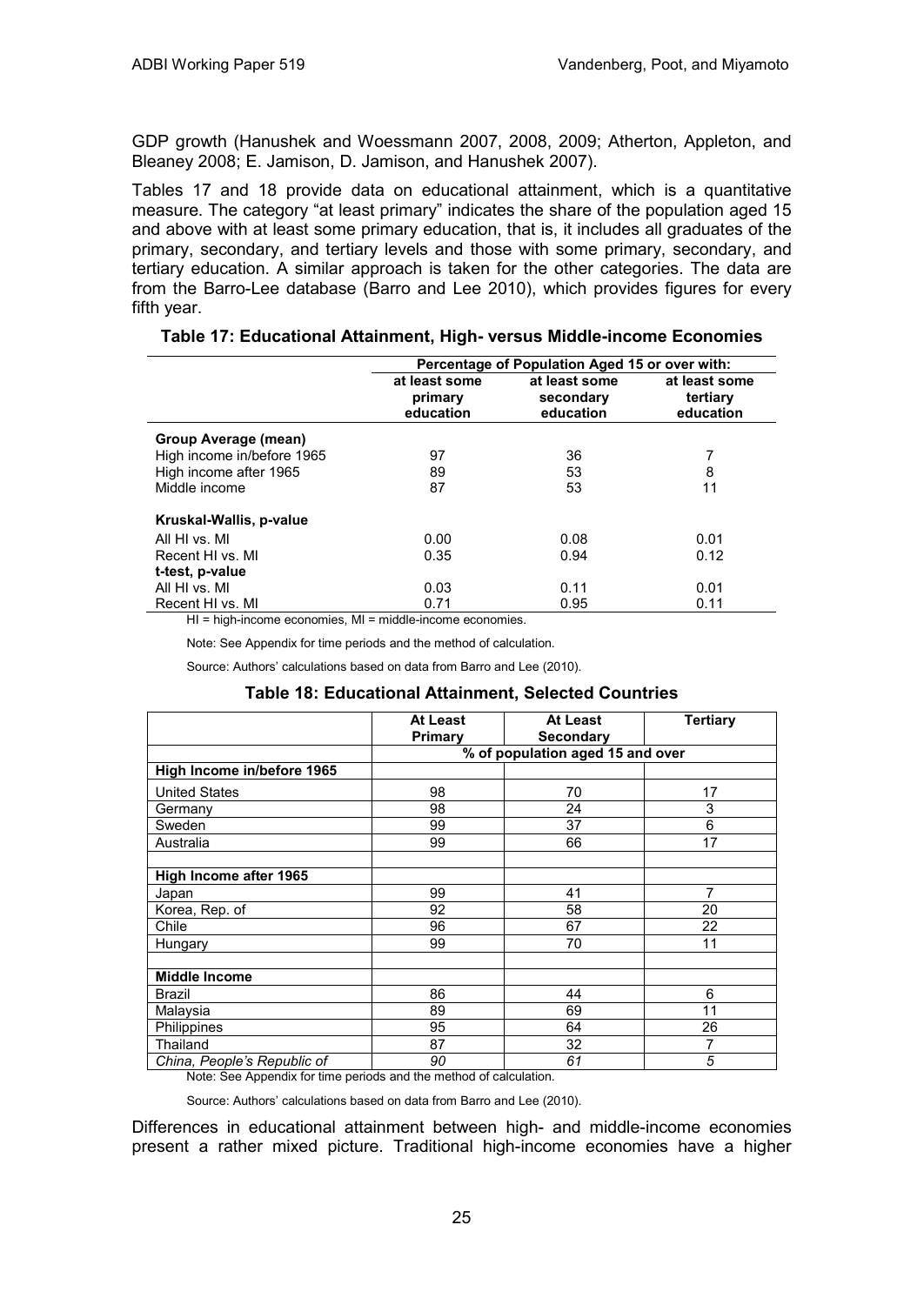GDP growth (Hanushek and Woessmann 2007, 2008, 2009; Atherton, Appleton, and Bleaney 2008; E. Jamison, D. Jamison, and Hanushek 2007).

Tables 17 and 18 provide data on educational attainment, which is a quantitative measure. The category "at least primary" indicates the share of the population aged 15 and above with at least some primary education, that is, it includes all graduates of the primary, secondary, and tertiary levels and those with some primary, secondary, and tertiary education. A similar approach is taken for the other categories. The data are from the Barro-Lee database (Barro and Lee 2010), which provides figures for every fifth year.

**Table 17: Educational Attainment, High- versus Middle-income Economies**

| | Percentage of Population Aged 15 or over with: | | |
|---|---|---|---|
| | at least some primary education | at least some secondary education | at least some tertiary education |
| **Group Average (mean)** | | | |
| High income in/before 1965 | 97 | 36 | 7 |
| High income after 1965 | 89 | 53 | 8 |
| Middle income | 87 | 53 | 11 |
| **Kruskal-Wallis, p-value** | | | |
| All HI vs. MI | 0.00 | 0.08 | 0.01 |
| Recent HI vs. MI | 0.35 | 0.94 | 0.12 |
| **t-test, p-value** | | | |
| All HI vs. MI | 0.03 | 0.11 | 0.01 |
| Recent HI vs. MI | 0.71 | 0.95 | 0.11 |

HI = high-income economies, MI = middle-income economies.

Note: See Appendix for time periods and the method of calculation.

Source: Authors' calculations based on data from Barro and Lee (2010).

**Table 18: Educational Attainment, Selected Countries**

| | At Least Primary | At Least Secondary | Tertiary |
|---|---|---|---|
| | % of population aged 15 and over | | |
| **High Income in/before 1965** | | | |
| United States | 98 | 70 | 17 |
| Germany | 98 | 24 | 3 |
| Sweden | 99 | 37 | 6 |
| Australia | 99 | 66 | 17 |
| | | | |
| **High Income after 1965** | | | |
| Japan | 99 | 41 | 7 |
| Korea, Rep. of | 92 | 58 | 20 |
| Chile | 96 | 67 | 22 |
| Hungary | 99 | 70 | 11 |
| | | | |
| **Middle Income** | | | |
| Brazil | 86 | 44 | 6 |
| Malaysia | 89 | 69 | 11 |
| Philippines | 95 | 64 | 26 |
| Thailand | 87 | 32 | 7 |
| *China, People's Republic of* | *90* | *61* | *5* |

Note: See Appendix for time periods and the method of calculation.

Source: Authors' calculations based on data from Barro and Lee (2010).

Differences in educational attainment between high- and middle-income economies present a rather mixed picture. Traditional high-income economies have a higher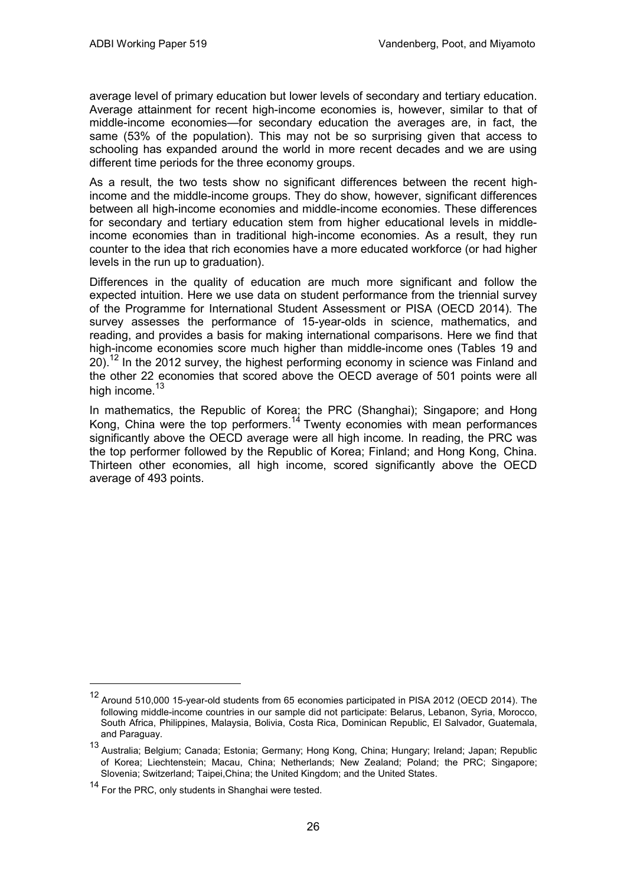average level of primary education but lower levels of secondary and tertiary education. Average attainment for recent high-income economies is, however, similar to that of middle-income economies—for secondary education the averages are, in fact, the same (53% of the population). This may not be so surprising given that access to schooling has expanded around the world in more recent decades and we are using different time periods for the three economy groups.

As a result, the two tests show no significant differences between the recent high-income and the middle-income groups. They do show, however, significant differences between all high-income economies and middle-income economies. These differences for secondary and tertiary education stem from higher educational levels in middle-income economies than in traditional high-income economies. As a result, they run counter to the idea that rich economies have a more educated workforce (or had higher levels in the run up to graduation).

Differences in the quality of education are much more significant and follow the expected intuition. Here we use data on student performance from the triennial survey of the Programme for International Student Assessment or PISA (OECD 2014). The survey assesses the performance of 15-year-olds in science, mathematics, and reading, and provides a basis for making international comparisons. Here we find that high-income economies score much higher than middle-income ones (Tables 19 and 20).[12] In the 2012 survey, the highest performing economy in science was Finland and the other 22 economies that scored above the OECD average of 501 points were all high income.[13]

In mathematics, the Republic of Korea; the PRC (Shanghai); Singapore; and Hong Kong, China were the top performers.[14] Twenty economies with mean performances significantly above the OECD average were all high income. In reading, the PRC was the top performer followed by the Republic of Korea; Finland; and Hong Kong, China. Thirteen other economies, all high income, scored significantly above the OECD average of 493 points.

---

[12] Around 510,000 15-year-old students from 65 economies participated in PISA 2012 (OECD 2014). The following middle-income countries in our sample did not participate: Belarus, Lebanon, Syria, Morocco, South Africa, Philippines, Malaysia, Bolivia, Costa Rica, Dominican Republic, El Salvador, Guatemala, and Paraguay.

[13] Australia; Belgium; Canada; Estonia; Germany; Hong Kong, China; Hungary; Ireland; Japan; Republic of Korea; Liechtenstein; Macau, China; Netherlands; New Zealand; Poland; the PRC; Singapore; Slovenia; Switzerland; Taipei,China; the United Kingdom; and the United States.

[14] For the PRC, only students in Shanghai were tested.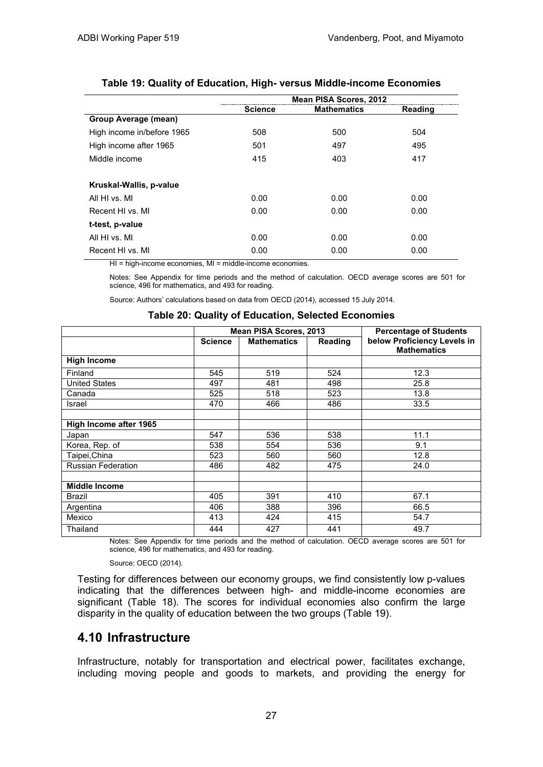**Table 19: Quality of Education, High- versus Middle-income Economies**

| | Mean PISA Scores, 2012 | | |
|---|---|---|---|
| | Science | Mathematics | Reading |
| **Group Average (mean)** | | | |
| High income in/before 1965 | 508 | 500 | 504 |
| High income after 1965 | 501 | 497 | 495 |
| Middle income | 415 | 403 | 417 |
| **Kruskal-Wallis, p-value** | | | |
| All HI vs. MI | 0.00 | 0.00 | 0.00 |
| Recent HI vs. MI | 0.00 | 0.00 | 0.00 |
| **t-test, p-value** | | | |
| All HI vs. MI | 0.00 | 0.00 | 0.00 |
| Recent HI vs. MI | 0.00 | 0.00 | 0.00 |

HI = high-income economies, MI = middle-income economies.

Notes: See Appendix for time periods and the method of calculation. OECD average scores are 501 for science, 496 for mathematics, and 493 for reading.

Source: Authors' calculations based on data from OECD (2014), accessed 15 July 2014.

**Table 20: Quality of Education, Selected Economies**

| | Mean PISA Scores, 2013 | | | Percentage of Students |
|---|---|---|---|---|
| | Science | Mathematics | Reading | below Proficiency Levels in Mathematics |
| **High Income** | | | | |
| Finland | 545 | 519 | 524 | 12.3 |
| United States | 497 | 481 | 498 | 25.8 |
| Canada | 525 | 518 | 523 | 13.8 |
| Israel | 470 | 466 | 486 | 33.5 |
| | | | | |
| **High Income after 1965** | | | | |
| Japan | 547 | 536 | 538 | 11.1 |
| Korea, Rep. of | 538 | 554 | 536 | 9.1 |
| Taipei,China | 523 | 560 | 560 | 12.8 |
| Russian Federation | 486 | 482 | 475 | 24.0 |
| | | | | |
| **Middle Income** | | | | |
| Brazil | 405 | 391 | 410 | 67.1 |
| Argentina | 406 | 388 | 396 | 66.5 |
| Mexico | 413 | 424 | 415 | 54.7 |
| Thailand | 444 | 427 | 441 | 49.7 |

Notes: See Appendix for time periods and the method of calculation. OECD average scores are 501 for science, 496 for mathematics, and 493 for reading.

Source: OECD (2014).

Testing for differences between our economy groups, we find consistently low p-values indicating that the differences between high- and middle-income economies are significant (Table 18). The scores for individual economies also confirm the large disparity in the quality of education between the two groups (Table 19).

## 4.10 Infrastructure

Infrastructure, notably for transportation and electrical power, facilitates exchange, including moving people and goods to markets, and providing the energy for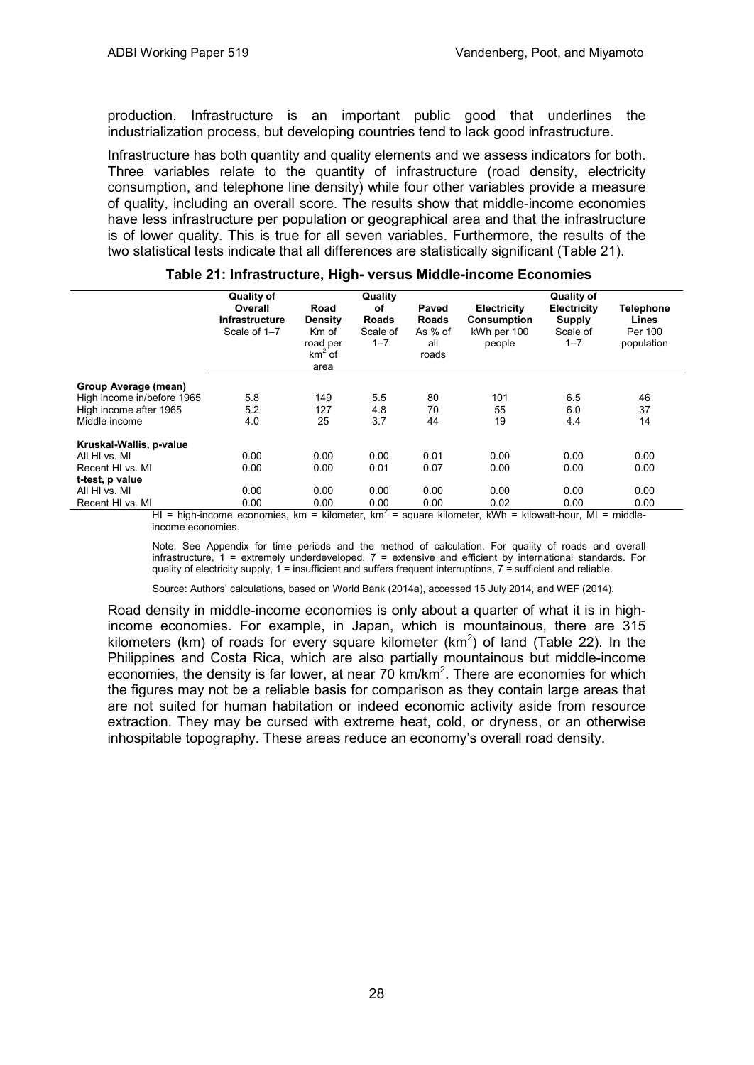production. Infrastructure is an important public good that underlines the industrialization process, but developing countries tend to lack good infrastructure.

Infrastructure has both quantity and quality elements and we assess indicators for both. Three variables relate to the quantity of infrastructure (road density, electricity consumption, and telephone line density) while four other variables provide a measure of quality, including an overall score. The results show that middle-income economies have less infrastructure per population or geographical area and that the infrastructure is of lower quality. This is true for all seven variables. Furthermore, the results of the two statistical tests indicate that all differences are statistically significant (Table 21).

**Table 21: Infrastructure, High- versus Middle-income Economies**

| | **Quality of Overall Infrastructure** Scale of 1–7 | **Road Density** Km of road per $km^2$ of area | **Quality of Roads** Scale of 1–7 | **Paved Roads** As % of all roads | **Electricity Consumption** kWh per 100 people | **Quality of Electricity Supply** Scale of 1–7 | **Telephone Lines** Per 100 population |
|---|---|---|---|---|---|---|---|
| **Group Average (mean)** | | | | | | | |
| High income in/before 1965 | 5.8 | 149 | 5.5 | 80 | 101 | 6.5 | 46 |
| High income after 1965 | 5.2 | 127 | 4.8 | 70 | 55 | 6.0 | 37 |
| Middle income | 4.0 | 25 | 3.7 | 44 | 19 | 4.4 | 14 |
| **Kruskal-Wallis, p-value** | | | | | | | |
| All HI vs. MI | 0.00 | 0.00 | 0.00 | 0.01 | 0.00 | 0.00 | 0.00 |
| Recent HI vs. MI | 0.00 | 0.00 | 0.01 | 0.07 | 0.00 | 0.00 | 0.00 |
| **t-test, p value** | | | | | | | |
| All HI vs. MI | 0.00 | 0.00 | 0.00 | 0.00 | 0.00 | 0.00 | 0.00 |
| Recent HI vs. MI | 0.00 | 0.00 | 0.00 | 0.00 | 0.02 | 0.00 | 0.00 |

HI = high-income economies, km = kilometer, $km^2$ = square kilometer, kWh = kilowatt-hour, MI = middle-income economies.

Note: See Appendix for time periods and the method of calculation. For quality of roads and overall infrastructure, 1 = extremely underdeveloped, 7 = extensive and efficient by international standards. For quality of electricity supply, 1 = insufficient and suffers frequent interruptions, 7 = sufficient and reliable.

Source: Authors' calculations, based on World Bank (2014a), accessed 15 July 2014, and WEF (2014).

Road density in middle-income economies is only about a quarter of what it is in high-income economies. For example, in Japan, which is mountainous, there are 315 kilometers (km) of roads for every square kilometer ($km^2$) of land (Table 22). In the Philippines and Costa Rica, which are also partially mountainous but middle-income economies, the density is far lower, at near 70 $km/km^2$. There are economies for which the figures may not be a reliable basis for comparison as they contain large areas that are not suited for human habitation or indeed economic activity aside from resource extraction. They may be cursed with extreme heat, cold, or dryness, or an otherwise inhospitable topography. These areas reduce an economy's overall road density.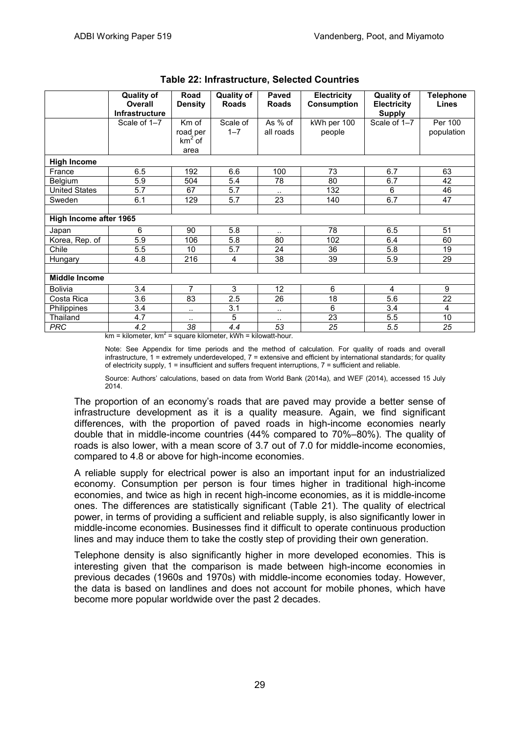**Table 22: Infrastructure, Selected Countries**

| | Quality of Overall Infrastructure | Road Density | Quality of Roads | Paved Roads | Electricity Consumption | Quality of Electricity Supply | Telephone Lines |
|---|---|---|---|---|---|---|---|
| | Scale of 1–7 | Km of road per $km^2$ of area | Scale of 1–7 | As % of all roads | kWh per 100 people | Scale of 1–7 | Per 100 population |
| **High Income** | | | | | | | |
| France | 6.5 | 192 | 6.6 | 100 | 73 | 6.7 | 63 |
| Belgium | 5.9 | 504 | 5.4 | 78 | 80 | 6.7 | 42 |
| United States | 5.7 | 67 | 5.7 | .. | 132 | 6 | 46 |
| Sweden | 6.1 | 129 | 5.7 | 23 | 140 | 6.7 | 47 |
| **High Income after 1965** | | | | | | | |
| Japan | 6 | 90 | 5.8 | .. | 78 | 6.5 | 51 |
| Korea, Rep. of | 5.9 | 106 | 5.8 | 80 | 102 | 6.4 | 60 |
| Chile | 5.5 | 10 | 5.7 | 24 | 36 | 5.8 | 19 |
| Hungary | 4.8 | 216 | 4 | 38 | 39 | 5.9 | 29 |
| **Middle Income** | | | | | | | |
| Bolivia | 3.4 | 7 | 3 | 12 | 6 | 4 | 9 |
| Costa Rica | 3.6 | 83 | 2.5 | 26 | 18 | 5.6 | 22 |
| Philippines | 3.4 | .. | 3.1 | .. | 6 | 3.4 | 4 |
| Thailand | 4.7 | .. | 5 | .. | 23 | 5.5 | 10 |
| *PRC* | *4.2* | *38* | *4.4* | *53* | *25* | *5.5* | *25* |

km = kilometer, $km^2$ = square kilometer, kWh = kilowatt-hour.

Note: See Appendix for time periods and the method of calculation. For quality of roads and overall infrastructure, 1 = extremely underdeveloped, 7 = extensive and efficient by international standards; for quality of electricity supply, 1 = insufficient and suffers frequent interruptions, 7 = sufficient and reliable.

Source: Authors' calculations, based on data from World Bank (2014a), and WEF (2014), accessed 15 July 2014.

The proportion of an economy's roads that are paved may provide a better sense of infrastructure development as it is a quality measure. Again, we find significant differences, with the proportion of paved roads in high-income economies nearly double that in middle-income countries (44% compared to 70%–80%). The quality of roads is also lower, with a mean score of 3.7 out of 7.0 for middle-income economies, compared to 4.8 or above for high-income economies.

A reliable supply for electrical power is also an important input for an industrialized economy. Consumption per person is four times higher in traditional high-income economies, and twice as high in recent high-income economies, as it is middle-income ones. The differences are statistically significant (Table 21). The quality of electrical power, in terms of providing a sufficient and reliable supply, is also significantly lower in middle-income economies. Businesses find it difficult to operate continuous production lines and may induce them to take the costly step of providing their own generation.

Telephone density is also significantly higher in more developed economies. This is interesting given that the comparison is made between high-income economies in previous decades (1960s and 1970s) with middle-income economies today. However, the data is based on landlines and does not account for mobile phones, which have become more popular worldwide over the past 2 decades.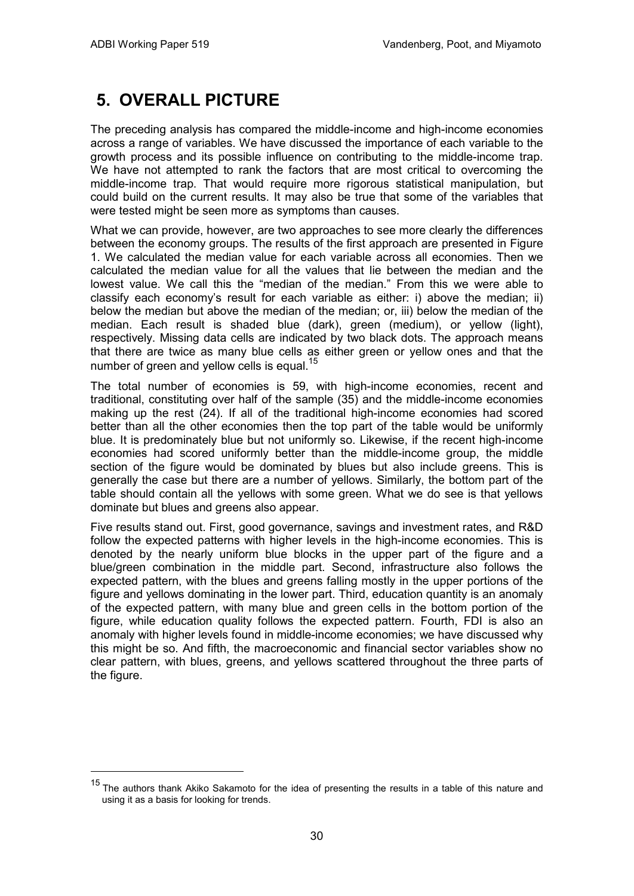# 5. OVERALL PICTURE

The preceding analysis has compared the middle-income and high-income economies across a range of variables. We have discussed the importance of each variable to the growth process and its possible influence on contributing to the middle-income trap. We have not attempted to rank the factors that are most critical to overcoming the middle-income trap. That would require more rigorous statistical manipulation, but could build on the current results. It may also be true that some of the variables that were tested might be seen more as symptoms than causes.

What we can provide, however, are two approaches to see more clearly the differences between the economy groups. The results of the first approach are presented in Figure 1. We calculated the median value for each variable across all economies. Then we calculated the median value for all the values that lie between the median and the lowest value. We call this the "median of the median." From this we were able to classify each economy's result for each variable as either: i) above the median; ii) below the median but above the median of the median; or, iii) below the median of the median. Each result is shaded blue (dark), green (medium), or yellow (light), respectively. Missing data cells are indicated by two black dots. The approach means that there are twice as many blue cells as either green or yellow ones and that the number of green and yellow cells is equal.[15]

The total number of economies is 59, with high-income economies, recent and traditional, constituting over half of the sample (35) and the middle-income economies making up the rest (24). If all of the traditional high-income economies had scored better than all the other economies then the top part of the table would be uniformly blue. It is predominately blue but not uniformly so. Likewise, if the recent high-income economies had scored uniformly better than the middle-income group, the middle section of the figure would be dominated by blues but also include greens. This is generally the case but there are a number of yellows. Similarly, the bottom part of the table should contain all the yellows with some green. What we do see is that yellows dominate but blues and greens also appear.

Five results stand out. First, good governance, savings and investment rates, and R&D follow the expected patterns with higher levels in the high-income economies. This is denoted by the nearly uniform blue blocks in the upper part of the figure and a blue/green combination in the middle part. Second, infrastructure also follows the expected pattern, with the blues and greens falling mostly in the upper portions of the figure and yellows dominating in the lower part. Third, education quantity is an anomaly of the expected pattern, with many blue and green cells in the bottom portion of the figure, while education quality follows the expected pattern. Fourth, FDI is also an anomaly with higher levels found in middle-income economies; we have discussed why this might be so. And fifth, the macroeconomic and financial sector variables show no clear pattern, with blues, greens, and yellows scattered throughout the three parts of the figure.

---

[15] The authors thank Akiko Sakamoto for the idea of presenting the results in a table of this nature and using it as a basis for looking for trends.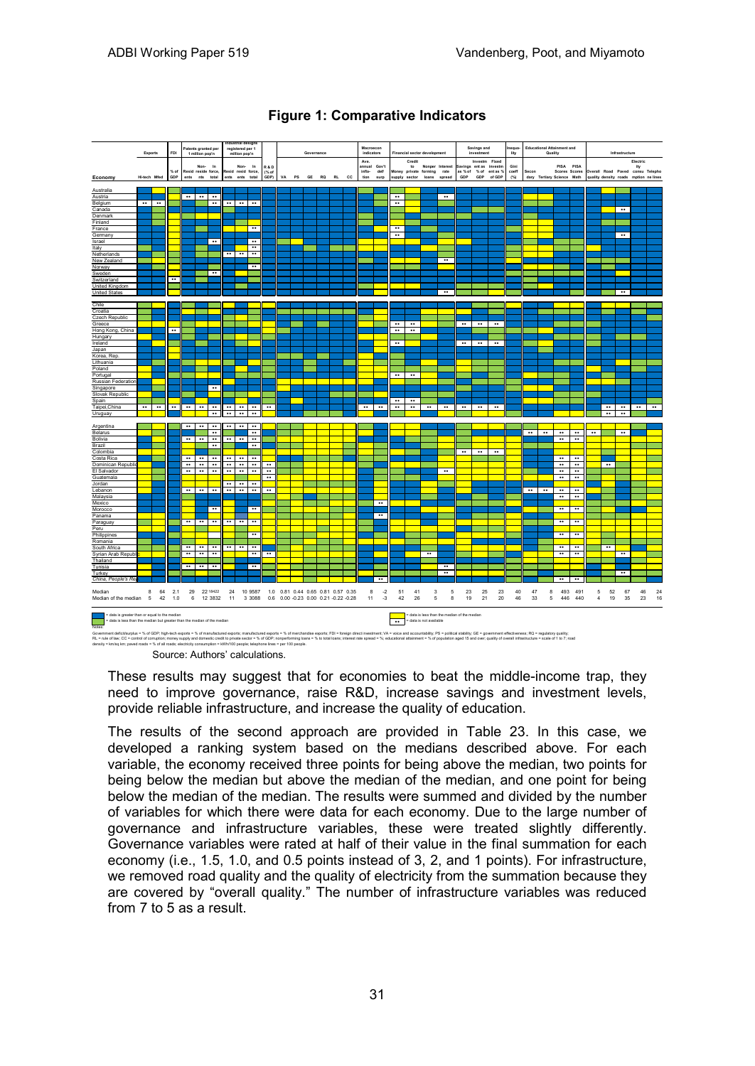**Figure 1: Comparative Indicators**

| Economy | Exports Hi-tech | Exports Mfed | FDI % of GDP | Patents Resid ents | Patents Non-resid ents | Patents In total | Industrial designs Resid ents | Industrial designs Non-resid ents | Industrial designs In total | R&D (% of GDP) | VA | PS | GE | RQ | RL | CC | Ave. annual infla-tion | Gov't def/surp | Money supply | Credit to private sector | Nonper forming loans | Interest rate spread | Savings as % of GDP | Investm ent as % of GDP | Fixed investm ent as % of GDP | Gini coeff (%) | Secon dary | Tertiary | PISA Scores Science | PISA Scores Math | Overall quality | Road density | Paved roads | Electricity consumption | Telephone lines |
|---|---|---|---|---|---|---|---|---|---|---|---|---|---|---|---|---|---|---|---|---|---|---|---|---|---|---|---|---|---|---|---|---|---|---|---|
| Median | 8 | 64 | 2.1 | 29 | 22 | 18422 | 24 | 10 | 9587 | 1.0 | 0.81 | 0.44 | 0.65 | 0.81 | 0.57 | 0.35 | 8 | -2 | 51 | 41 | 3 | 5 | 23 | 25 | 23 | 40 | 47 | 8 | 493 | 491 | 5 | 52 | 67 | 46 | 24 |
| Median of the median | 5 | 42 | 1.0 | 6 | 12 | 3832 | 11 | 3 | 3088 | 0.6 | 0.00 | -0.23 | 0.00 | 0.21 | -0.22 | -0.28 | 11 | -3 | 42 | 26 | 5 | 8 | 19 | 21 | 20 | 46 | 33 | 5 | 446 | 440 | 4 | 19 | 35 | 23 | 16 |

Economies covered (color-coded cells): Australia, Austria, Belgium, Canada, Denmark, Finland, France, Germany, Israel, Italy, Netherlands, New Zealand, Norway, Sweden, Switzerland, United Kingdom, United States; Chile, Croatia, Czech Republic, Greece, Hong Kong, China, Hungary, Ireland, Japan, Korea, Rep., Lithuania, Poland, Portugal, Russian Federation, Singapore, Slovak Republic, Spain, Taipei,China, Uruguay; Argentina, Belarus, Bolivia, Brazil, Colombia, Costa Rica, Dominican Republic, El Salvador, Guatemala, Jordan, Lebanon, Malaysia, Mexico, Morocco, Panama, Paraguay, Peru, Philippines, Romania, South Africa, Syrian Arab Republic, Thailand, Tunisia, Turkey, China, People's Rep.

Legend: blue = data is greater than or equal to the median; green = data is less than the median but greater than the median of the median; yellow = data is less than the median of the median; •• = data is not available.

Notes:
Government deficit/surplus = % of GDP; high-tech exports = % of manufactured exports; manufactured exports = % of merchandise exports; FDI = foreign direct investment; VA = voice and accountability; PS = political stability; GE = government effectiveness; RQ = regulatory quality; RL = rule of law; CC = control of corruption; money supply and domestic credit to private sector = % of GDP; nonperforming loans = % to total loans; interest rate spread = %; educational attainment = % of population aged 15 and over; quality of overall infrastructure = scale of 1 to 7; road density = km/sq km; paved roads = % of all roads; electricity consumption = kWh/100 people; telephone lines = per 100 people.

Source: Authors' calculations.

These results may suggest that for economies to beat the middle-income trap, they need to improve governance, raise R&D, increase savings and investment levels, provide reliable infrastructure, and increase the quality of education.

The results of the second approach are provided in Table 23. In this case, we developed a ranking system based on the medians described above. For each variable, the economy received three points for being above the median, two points for being below the median but above the median of the median, and one point for being below the median of the median. The results were summed and divided by the number of variables for which there were data for each economy. Due to the large number of governance and infrastructure variables, these were treated slightly differently. Governance variables were rated at half of their value in the final summation for each economy (i.e., 1.5, 1.0, and 0.5 points instead of 3, 2, and 1 points). For infrastructure, we removed road quality and the quality of electricity from the summation because they are covered by "overall quality." The number of infrastructure variables was reduced from 7 to 5 as a result.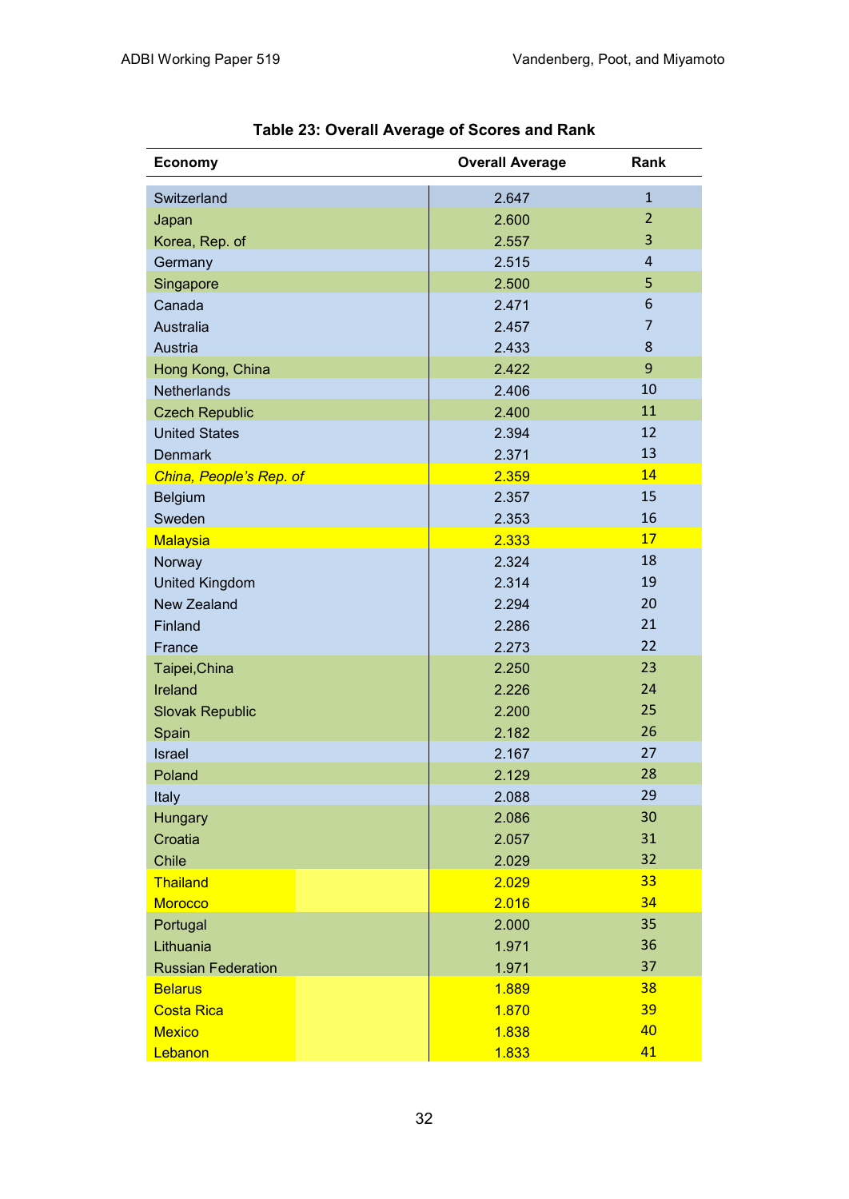**Table 23: Overall Average of Scores and Rank**

| Economy | Overall Average | Rank |
|---|---|---|
| Switzerland | 2.647 | 1 |
| Japan | 2.600 | 2 |
| Korea, Rep. of | 2.557 | 3 |
| Germany | 2.515 | 4 |
| Singapore | 2.500 | 5 |
| Canada | 2.471 | 6 |
| Australia | 2.457 | 7 |
| Austria | 2.433 | 8 |
| Hong Kong, China | 2.422 | 9 |
| Netherlands | 2.406 | 10 |
| Czech Republic | 2.400 | 11 |
| United States | 2.394 | 12 |
| Denmark | 2.371 | 13 |
| *China, People's Rep. of* | 2.359 | 14 |
| Belgium | 2.357 | 15 |
| Sweden | 2.353 | 16 |
| Malaysia | 2.333 | 17 |
| Norway | 2.324 | 18 |
| United Kingdom | 2.314 | 19 |
| New Zealand | 2.294 | 20 |
| Finland | 2.286 | 21 |
| France | 2.273 | 22 |
| Taipei,China | 2.250 | 23 |
| Ireland | 2.226 | 24 |
| Slovak Republic | 2.200 | 25 |
| Spain | 2.182 | 26 |
| Israel | 2.167 | 27 |
| Poland | 2.129 | 28 |
| Italy | 2.088 | 29 |
| Hungary | 2.086 | 30 |
| Croatia | 2.057 | 31 |
| Chile | 2.029 | 32 |
| Thailand | 2.029 | 33 |
| Morocco | 2.016 | 34 |
| Portugal | 2.000 | 35 |
| Lithuania | 1.971 | 36 |
| Russian Federation | 1.971 | 37 |
| Belarus | 1.889 | 38 |
| Costa Rica | 1.870 | 39 |
| Mexico | 1.838 | 40 |
| Lebanon | 1.833 | 41 |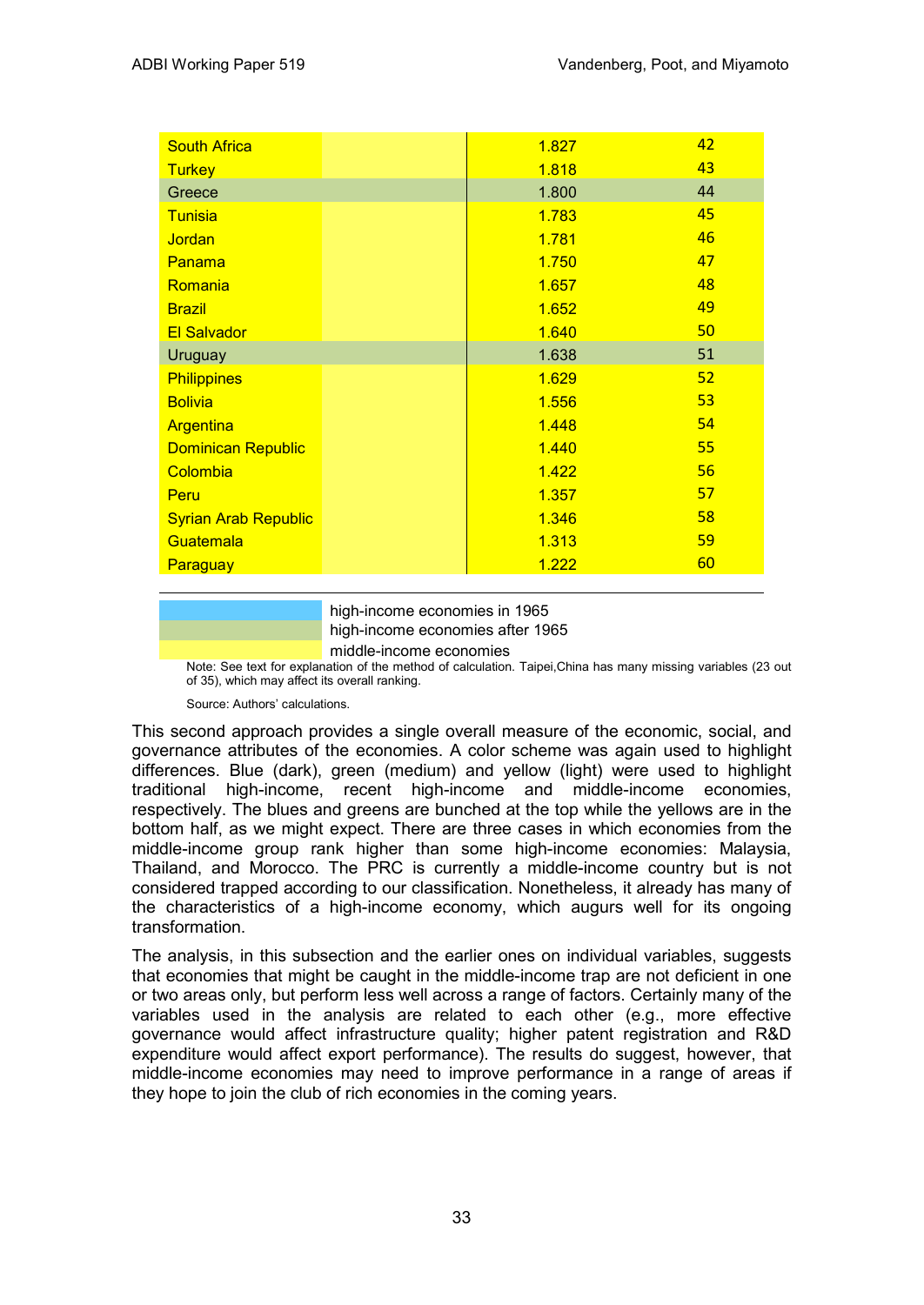| | | | |
|---|---|---|---|
| South Africa | | 1.827 | 42 |
| Turkey | | 1.818 | 43 |
| Greece | | 1.800 | 44 |
| Tunisia | | 1.783 | 45 |
| Jordan | | 1.781 | 46 |
| Panama | | 1.750 | 47 |
| Romania | | 1.657 | 48 |
| Brazil | | 1.652 | 49 |
| El Salvador | | 1.640 | 50 |
| Uruguay | | 1.638 | 51 |
| Philippines | | 1.629 | 52 |
| Bolivia | | 1.556 | 53 |
| Argentina | | 1.448 | 54 |
| Dominican Republic | | 1.440 | 55 |
| Colombia | | 1.422 | 56 |
| Peru | | 1.357 | 57 |
| Syrian Arab Republic | | 1.346 | 58 |
| Guatemala | | 1.313 | 59 |
| Paraguay | | 1.222 | 60 |

| Legend | |
|---|---|
| (blue) | high-income economies in 1965 |
| (green) | high-income economies after 1965 |
| (yellow) | middle-income economies |

Note: See text for explanation of the method of calculation. Taipei,China has many missing variables (23 out of 35), which may affect its overall ranking.

Source: Authors' calculations.

This second approach provides a single overall measure of the economic, social, and governance attributes of the economies. A color scheme was again used to highlight differences. Blue (dark), green (medium) and yellow (light) were used to highlight traditional high-income, recent high-income and middle-income economies, respectively. The blues and greens are bunched at the top while the yellows are in the bottom half, as we might expect. There are three cases in which economies from the middle-income group rank higher than some high-income economies: Malaysia, Thailand, and Morocco. The PRC is currently a middle-income country but is not considered trapped according to our classification. Nonetheless, it already has many of the characteristics of a high-income economy, which augurs well for its ongoing transformation.

The analysis, in this subsection and the earlier ones on individual variables, suggests that economies that might be caught in the middle-income trap are not deficient in one or two areas only, but perform less well across a range of factors. Certainly many of the variables used in the analysis are related to each other (e.g., more effective governance would affect infrastructure quality; higher patent registration and R&D expenditure would affect export performance). The results do suggest, however, that middle-income economies may need to improve performance in a range of areas if they hope to join the club of rich economies in the coming years.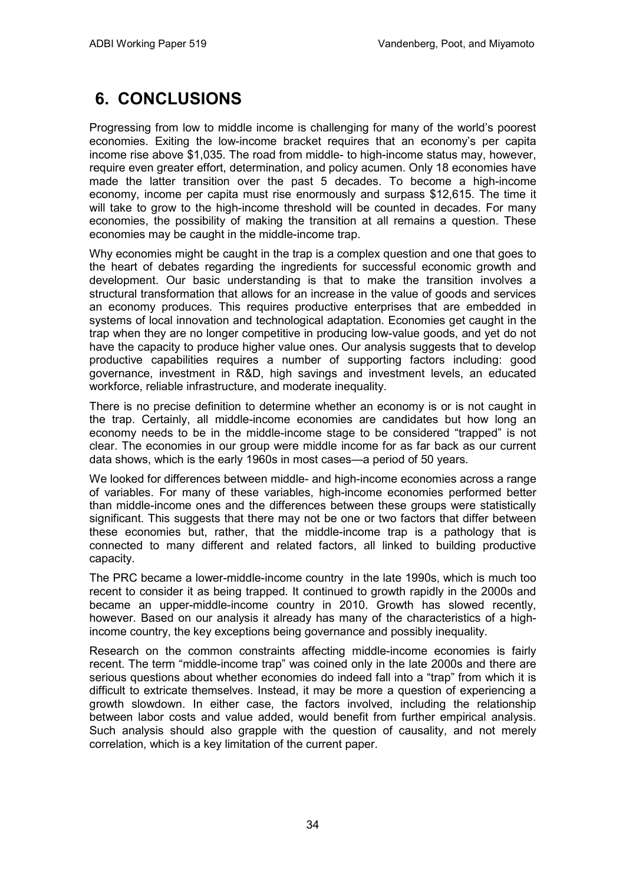## 6. CONCLUSIONS

Progressing from low to middle income is challenging for many of the world's poorest economies. Exiting the low-income bracket requires that an economy's per capita income rise above $1,035. The road from middle- to high-income status may, however, require even greater effort, determination, and policy acumen. Only 18 economies have made the latter transition over the past 5 decades. To become a high-income economy, income per capita must rise enormously and surpass $12,615. The time it will take to grow to the high-income threshold will be counted in decades. For many economies, the possibility of making the transition at all remains a question. These economies may be caught in the middle-income trap.

Why economies might be caught in the trap is a complex question and one that goes to the heart of debates regarding the ingredients for successful economic growth and development. Our basic understanding is that to make the transition involves a structural transformation that allows for an increase in the value of goods and services an economy produces. This requires productive enterprises that are embedded in systems of local innovation and technological adaptation. Economies get caught in the trap when they are no longer competitive in producing low-value goods, and yet do not have the capacity to produce higher value ones. Our analysis suggests that to develop productive capabilities requires a number of supporting factors including: good governance, investment in R&D, high savings and investment levels, an educated workforce, reliable infrastructure, and moderate inequality.

There is no precise definition to determine whether an economy is or is not caught in the trap. Certainly, all middle-income economies are candidates but how long an economy needs to be in the middle-income stage to be considered "trapped" is not clear. The economies in our group were middle income for as far back as our current data shows, which is the early 1960s in most cases—a period of 50 years.

We looked for differences between middle- and high-income economies across a range of variables. For many of these variables, high-income economies performed better than middle-income ones and the differences between these groups were statistically significant. This suggests that there may not be one or two factors that differ between these economies but, rather, that the middle-income trap is a pathology that is connected to many different and related factors, all linked to building productive capacity.

The PRC became a lower-middle-income country in the late 1990s, which is much too recent to consider it as being trapped. It continued to growth rapidly in the 2000s and became an upper-middle-income country in 2010. Growth has slowed recently, however. Based on our analysis it already has many of the characteristics of a high-income country, the key exceptions being governance and possibly inequality.

Research on the common constraints affecting middle-income economies is fairly recent. The term "middle-income trap" was coined only in the late 2000s and there are serious questions about whether economies do indeed fall into a "trap" from which it is difficult to extricate themselves. Instead, it may be more a question of experiencing a growth slowdown. In either case, the factors involved, including the relationship between labor costs and value added, would benefit from further empirical analysis. Such analysis should also grapple with the question of causality, and not merely correlation, which is a key limitation of the current paper.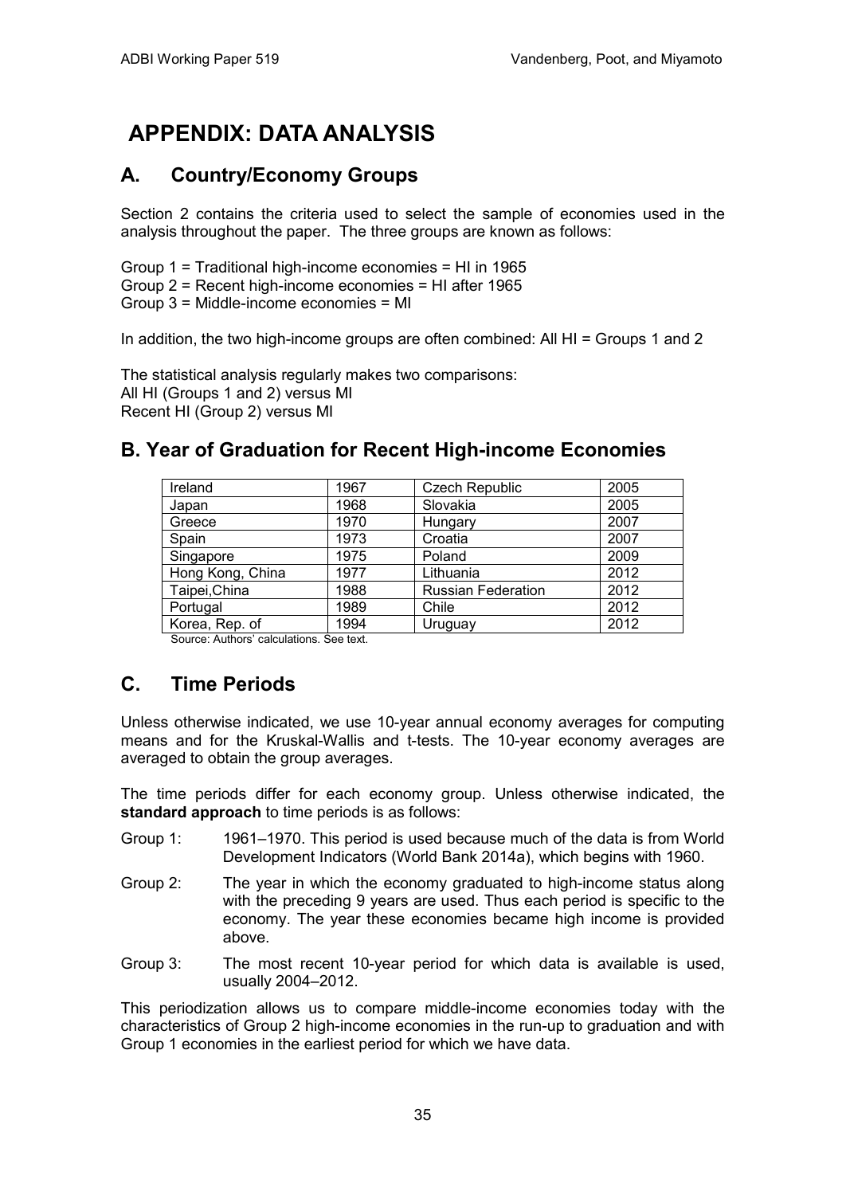# APPENDIX: DATA ANALYSIS

## A. Country/Economy Groups

Section 2 contains the criteria used to select the sample of economies used in the analysis throughout the paper. The three groups are known as follows:

Group 1 = Traditional high-income economies = HI in 1965
Group 2 = Recent high-income economies = HI after 1965
Group 3 = Middle-income economies = MI

In addition, the two high-income groups are often combined: All HI = Groups 1 and 2

The statistical analysis regularly makes two comparisons:
All HI (Groups 1 and 2) versus MI
Recent HI (Group 2) versus MI

## B. Year of Graduation for Recent High-income Economies

| | | | |
|---|---|---|---|
| Ireland | 1967 | Czech Republic | 2005 |
| Japan | 1968 | Slovakia | 2005 |
| Greece | 1970 | Hungary | 2007 |
| Spain | 1973 | Croatia | 2007 |
| Singapore | 1975 | Poland | 2009 |
| Hong Kong, China | 1977 | Lithuania | 2012 |
| Taipei,China | 1988 | Russian Federation | 2012 |
| Portugal | 1989 | Chile | 2012 |
| Korea, Rep. of | 1994 | Uruguay | 2012 |

Source: Authors' calculations. See text.

## C. Time Periods

Unless otherwise indicated, we use 10-year annual economy averages for computing means and for the Kruskal-Wallis and t-tests. The 10-year economy averages are averaged to obtain the group averages.

The time periods differ for each economy group. Unless otherwise indicated, the **standard approach** to time periods is as follows:

Group 1: 1961–1970. This period is used because much of the data is from World Development Indicators (World Bank 2014a), which begins with 1960.

Group 2: The year in which the economy graduated to high-income status along with the preceding 9 years are used. Thus each period is specific to the economy. The year these economies became high income is provided above.

Group 3: The most recent 10-year period for which data is available is used, usually 2004–2012.

This periodization allows us to compare middle-income economies today with the characteristics of Group 2 high-income economies in the run-up to graduation and with Group 1 economies in the earliest period for which we have data.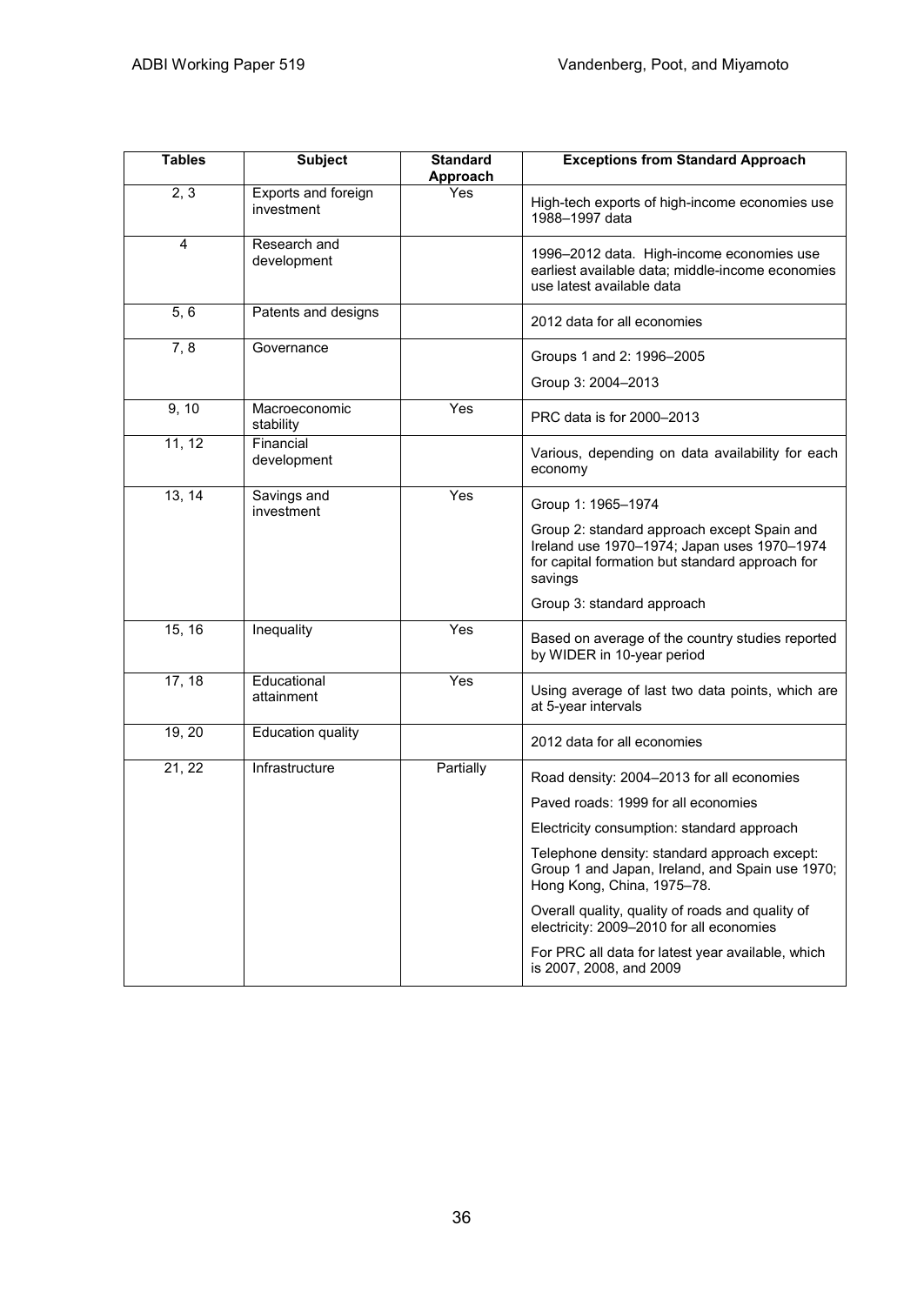| Tables | Subject | Standard Approach | Exceptions from Standard Approach |
|---|---|---|---|
| 2, 3 | Exports and foreign investment | Yes | High-tech exports of high-income economies use 1988–1997 data |
| 4 | Research and development | | 1996–2012 data. High-income economies use earliest available data; middle-income economies use latest available data |
| 5, 6 | Patents and designs | | 2012 data for all economies |
| 7, 8 | Governance | | Groups 1 and 2: 1996–2005<br>Group 3: 2004–2013 |
| 9, 10 | Macroeconomic stability | Yes | PRC data is for 2000–2013 |
| 11, 12 | Financial development | | Various, depending on data availability for each economy |
| 13, 14 | Savings and investment | Yes | Group 1: 1965–1974<br>Group 2: standard approach except Spain and Ireland use 1970–1974; Japan uses 1970–1974 for capital formation but standard approach for savings<br>Group 3: standard approach |
| 15, 16 | Inequality | Yes | Based on average of the country studies reported by WIDER in 10-year period |
| 17, 18 | Educational attainment | Yes | Using average of last two data points, which are at 5-year intervals |
| 19, 20 | Education quality | | 2012 data for all economies |
| 21, 22 | Infrastructure | Partially | Road density: 2004–2013 for all economies<br>Paved roads: 1999 for all economies<br>Electricity consumption: standard approach<br>Telephone density: standard approach except: Group 1 and Japan, Ireland, and Spain use 1970; Hong Kong, China, 1975–78.<br>Overall quality, quality of roads and quality of electricity: 2009–2010 for all economies<br>For PRC all data for latest year available, which is 2007, 2008, and 2009 |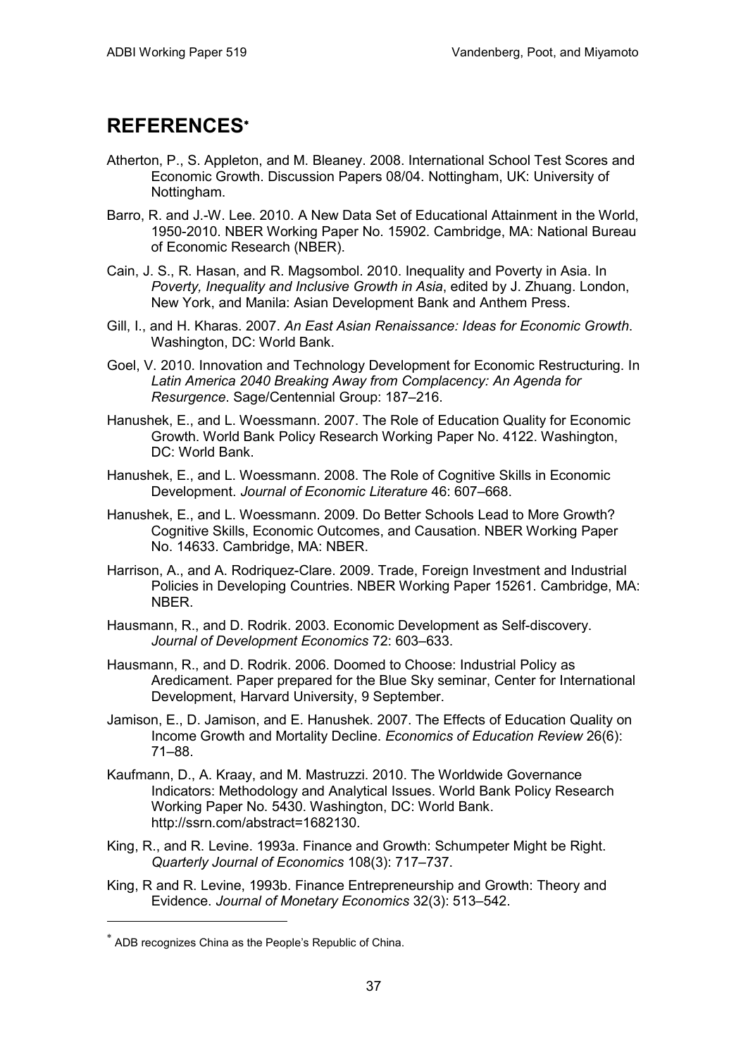# REFERENCES[*]

Atherton, P., S. Appleton, and M. Bleaney. 2008. International School Test Scores and Economic Growth. Discussion Papers 08/04. Nottingham, UK: University of Nottingham.

Barro, R. and J.-W. Lee. 2010. A New Data Set of Educational Attainment in the World, 1950-2010. NBER Working Paper No. 15902. Cambridge, MA: National Bureau of Economic Research (NBER).

Cain, J. S., R. Hasan, and R. Magsombol. 2010. Inequality and Poverty in Asia. In *Poverty, Inequality and Inclusive Growth in Asia*, edited by J. Zhuang. London, New York, and Manila: Asian Development Bank and Anthem Press.

Gill, I., and H. Kharas. 2007. *An East Asian Renaissance: Ideas for Economic Growth*. Washington, DC: World Bank.

Goel, V. 2010. Innovation and Technology Development for Economic Restructuring. In *Latin America 2040 Breaking Away from Complacency: An Agenda for Resurgence*. Sage/Centennial Group: 187–216.

Hanushek, E., and L. Woessmann. 2007. The Role of Education Quality for Economic Growth. World Bank Policy Research Working Paper No. 4122. Washington, DC: World Bank.

Hanushek, E., and L. Woessmann. 2008. The Role of Cognitive Skills in Economic Development. *Journal of Economic Literature* 46: 607–668.

Hanushek, E., and L. Woessmann. 2009. Do Better Schools Lead to More Growth? Cognitive Skills, Economic Outcomes, and Causation. NBER Working Paper No. 14633. Cambridge, MA: NBER.

Harrison, A., and A. Rodriquez-Clare. 2009. Trade, Foreign Investment and Industrial Policies in Developing Countries. NBER Working Paper 15261. Cambridge, MA: NBER.

Hausmann, R., and D. Rodrik. 2003. Economic Development as Self-discovery. *Journal of Development Economics* 72: 603–633.

Hausmann, R., and D. Rodrik. 2006. Doomed to Choose: Industrial Policy as Aredicament. Paper prepared for the Blue Sky seminar, Center for International Development, Harvard University, 9 September.

Jamison, E., D. Jamison, and E. Hanushek. 2007. The Effects of Education Quality on Income Growth and Mortality Decline. *Economics of Education Review* 26(6): 71–88.

Kaufmann, D., A. Kraay, and M. Mastruzzi. 2010. The Worldwide Governance Indicators: Methodology and Analytical Issues. World Bank Policy Research Working Paper No. 5430. Washington, DC: World Bank. http://ssrn.com/abstract=1682130.

King, R., and R. Levine. 1993a. Finance and Growth: Schumpeter Might be Right. *Quarterly Journal of Economics* 108(3): 717–737.

King, R and R. Levine, 1993b. Finance Entrepreneurship and Growth: Theory and Evidence. *Journal of Monetary Economics* 32(3): 513–542.

---

[*] ADB recognizes China as the People's Republic of China.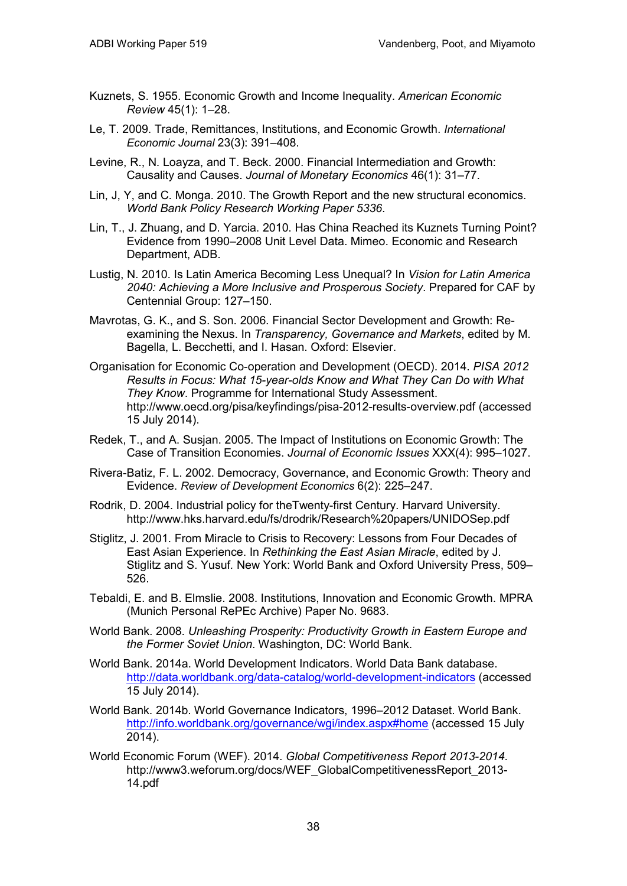Kuznets, S. 1955. Economic Growth and Income Inequality. *American Economic Review* 45(1): 1–28.

Le, T. 2009. Trade, Remittances, Institutions, and Economic Growth. *International Economic Journal* 23(3): 391–408.

Levine, R., N. Loayza, and T. Beck. 2000. Financial Intermediation and Growth: Causality and Causes. *Journal of Monetary Economics* 46(1): 31–77.

Lin, J, Y, and C. Monga. 2010. The Growth Report and the new structural economics. *World Bank Policy Research Working Paper 5336*.

Lin, T., J. Zhuang, and D. Yarcia. 2010. Has China Reached its Kuznets Turning Point? Evidence from 1990–2008 Unit Level Data. Mimeo. Economic and Research Department, ADB.

Lustig, N. 2010. Is Latin America Becoming Less Unequal? In *Vision for Latin America 2040: Achieving a More Inclusive and Prosperous Society*. Prepared for CAF by Centennial Group: 127–150.

Mavrotas, G. K., and S. Son. 2006. Financial Sector Development and Growth: Re-examining the Nexus. In *Transparency, Governance and Markets*, edited by M. Bagella, L. Becchetti, and I. Hasan. Oxford: Elsevier.

Organisation for Economic Co-operation and Development (OECD). 2014. *PISA 2012 Results in Focus: What 15-year-olds Know and What They Can Do with What They Know*. Programme for International Study Assessment. http://www.oecd.org/pisa/keyfindings/pisa-2012-results-overview.pdf (accessed 15 July 2014).

Redek, T., and A. Susjan. 2005. The Impact of Institutions on Economic Growth: The Case of Transition Economies. *Journal of Economic Issues* XXX(4): 995–1027.

Rivera-Batiz, F. L. 2002. Democracy, Governance, and Economic Growth: Theory and Evidence. *Review of Development Economics* 6(2): 225–247.

Rodrik, D. 2004. Industrial policy for theTwenty-first Century. Harvard University. http://www.hks.harvard.edu/fs/drodrik/Research%20papers/UNIDOSep.pdf

Stiglitz, J. 2001. From Miracle to Crisis to Recovery: Lessons from Four Decades of East Asian Experience. In *Rethinking the East Asian Miracle*, edited by J. Stiglitz and S. Yusuf. New York: World Bank and Oxford University Press, 509–526.

Tebaldi, E. and B. Elmslie. 2008. Institutions, Innovation and Economic Growth. MPRA (Munich Personal RePEc Archive) Paper No. 9683.

World Bank. 2008. *Unleashing Prosperity: Productivity Growth in Eastern Europe and the Former Soviet Union*. Washington, DC: World Bank.

World Bank. 2014a. World Development Indicators. World Data Bank database. http://data.worldbank.org/data-catalog/world-development-indicators (accessed 15 July 2014).

World Bank. 2014b. World Governance Indicators, 1996–2012 Dataset. World Bank. http://info.worldbank.org/governance/wgi/index.aspx#home (accessed 15 July 2014).

World Economic Forum (WEF). 2014. *Global Competitiveness Report 2013-2014*. http://www3.weforum.org/docs/WEF_GlobalCompetitivenessReport_2013-14.pdf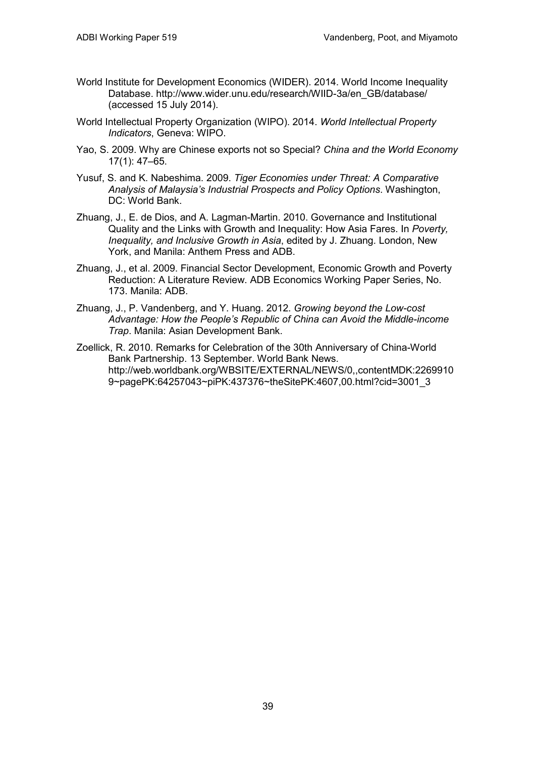World Institute for Development Economics (WIDER). 2014. World Income Inequality Database. http://www.wider.unu.edu/research/WIID-3a/en_GB/database/ (accessed 15 July 2014).

World Intellectual Property Organization (WIPO). 2014. *World Intellectual Property Indicators*, Geneva: WIPO.

Yao, S. 2009. Why are Chinese exports not so Special? *China and the World Economy* 17(1): 47–65.

Yusuf, S. and K. Nabeshima. 2009. *Tiger Economies under Threat: A Comparative Analysis of Malaysia's Industrial Prospects and Policy Options*. Washington, DC: World Bank.

Zhuang, J., E. de Dios, and A. Lagman-Martin. 2010. Governance and Institutional Quality and the Links with Growth and Inequality: How Asia Fares. In *Poverty, Inequality, and Inclusive Growth in Asia*, edited by J. Zhuang. London, New York, and Manila: Anthem Press and ADB.

Zhuang, J., et al. 2009. Financial Sector Development, Economic Growth and Poverty Reduction: A Literature Review. ADB Economics Working Paper Series, No. 173. Manila: ADB.

Zhuang, J., P. Vandenberg, and Y. Huang. 2012. *Growing beyond the Low-cost Advantage: How the People's Republic of China can Avoid the Middle-income Trap*. Manila: Asian Development Bank.

Zoellick, R. 2010. Remarks for Celebration of the 30th Anniversary of China-World Bank Partnership. 13 September. World Bank News. http://web.worldbank.org/WBSITE/EXTERNAL/NEWS/0,,contentMDK:22699109~pagePK:64257043~piPK:437376~theSitePK:4607,00.html?cid=3001_3